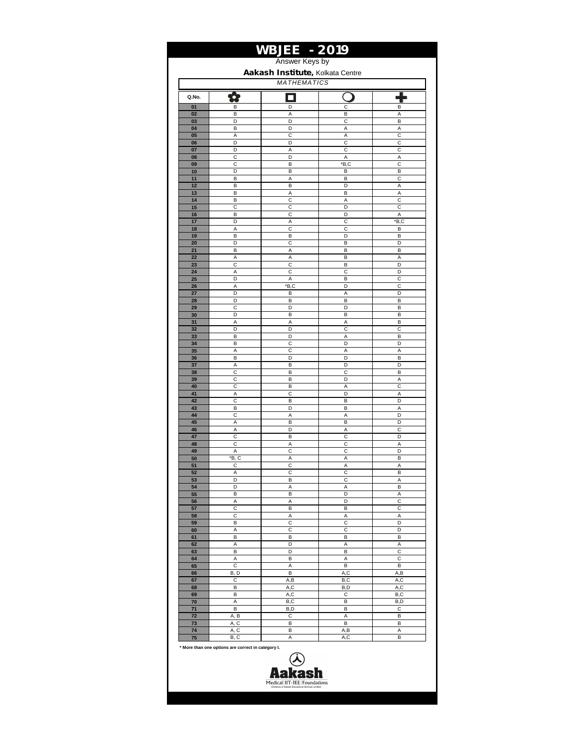# WBJEE - 2019

Answer Keys by

**Aakash Institute,** Kolkata Centre

*MATHEMATICS*

| Q.No. | ✿ | □ | ○ | ✚ |
|---|---|---|---|---|
| 01 | B | D | C | B |
| 02 | B | A | B | A |
| 03 | D | D | C | B |
| 04 | B | D | A | A |
| 05 | A | C | A | C |
| 06 | D | D | C | C |
| 07 | D | A | C | C |
| 08 | C | D | A | A |
| 09 | C | B | *B,C | C |
| 10 | D | B | B | B |
| 11 | B | A | B | C |
| 12 | B | B | D | A |
| 13 | B | A | B | A |
| 14 | B | C | A | C |
| 15 | C | C | D | C |
| 16 | B | C | D | A |
| 17 | D | A | C | *B,C |
| 18 | A | C | C | B |
| 19 | B | B | D | B |
| 20 | D | C | B | D |
| 21 | B | A | B | B |
| 22 | A | A | B | A |
| 23 | C | C | B | D |
| 24 | A | C | C | D |
| 25 | D | A | B | C |
| 26 | A | *B,C | D | C |
| 27 | D | B | A | D |
| 28 | D | B | B | B |
| 29 | C | D | D | B |
| 30 | D | B | B | B |
| 31 | A | A | A | B |
| 32 | D | D | C | C |
| 33 | B | D | A | B |
| 34 | B | C | D | D |
| 35 | A | C | A | A |
| 36 | B | D | D | B |
| 37 | A | B | D | D |
| 38 | C | B | C | B |
| 39 | C | B | D | A |
| 40 | C | B | A | C |
| 41 | A | C | D | A |
| 42 | C | B | B | D |
| 43 | B | D | B | A |
| 44 | C | A | A | D |
| 45 | A | B | B | D |
| 46 | A | D | A | C |
| 47 | C | B | C | D |
| 48 | C | A | C | A |
| 49 | A | C | C | D |
| 50 | *B, C | A | A | B |
| 51 | C | C | A | A |
| 52 | A | C | C | B |
| 53 | D | B | C | A |
| 54 | D | A | A | B |
| 55 | B | B | D | A |
| 56 | A | A | D | C |
| 57 | C | B | B | C |
| 58 | C | A | A | A |
| 59 | B | C | C | D |
| 60 | A | C | C | D |
| 61 | B | B | B | B |
| 62 | A | D | A | A |
| 63 | B | D | B | C |
| 64 | A | B | A | C |
| 65 | C | A | B | B |
| 66 | B, D | B | A,C | A,B |
| 67 | C | A,B | B,C | A,C |
| 68 | B | A,C | B,D | A,C |
| 69 | B | A,C | C | B,C |
| 70 | A | B,C | B | B,D |
| 71 | B | B,D | B | C |
| 72 | A, B | C | A | B |
| 73 | A, C | B | B | B |
| 74 | A, C | B | A,B | A |
| 75 | B, C | A | A,C | B |

**\* More than one options are correct in category I.**

**Aakash**

Medical | IIT-JEE | Foundations

(Divisions of Aakash Educational Services Limited)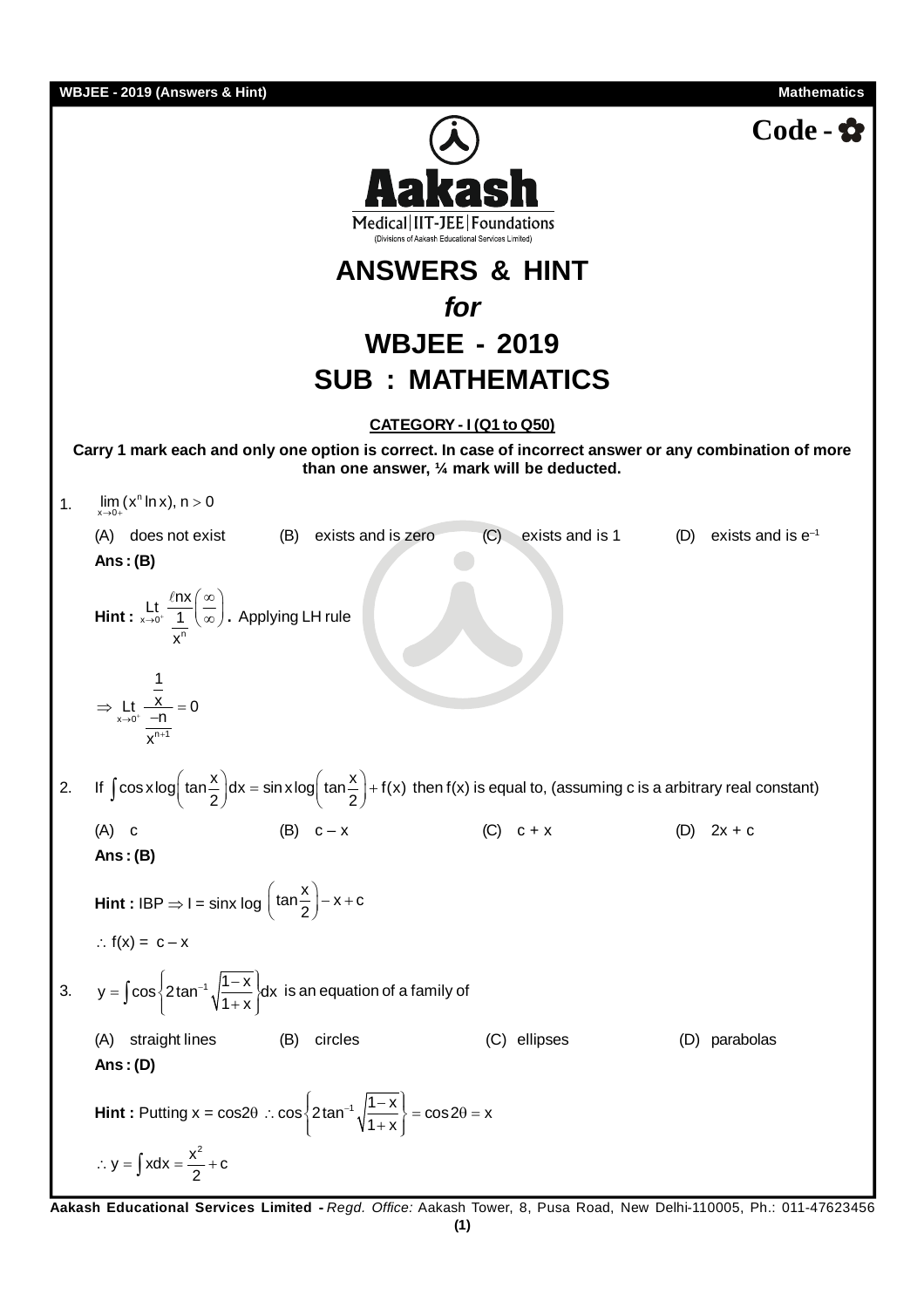**Code - ✿**

# ANSWERS & HINT

## *for*

# WBJEE - 2019

# SUB : MATHEMATICS

**CATEGORY - I (Q1 to Q50)**

**Carry 1 mark each and only one option is correct. In case of incorrect answer or any combination of more than one answer, ¼ mark will be deducted.**

1. $\lim\limits_{x \to 0+} (x^n \ln x),\ n > 0$

   (A) does not exist (B) exists and is zero (C) exists and is 1 (D) exists and is $e^{-1}$

   **Ans : (B)**

   **Hint :** $\underset{x \to 0^+}{\text{Lt}} \dfrac{\ell nx}{\frac{1}{x^n}} \left(\dfrac{\infty}{\infty}\right)$**.** Applying LH rule

   $\Rightarrow \underset{x \to 0^+}{\text{Lt}} \dfrac{\frac{1}{x}}{\frac{-n}{x^{n+1}}} = 0$

2. If $\int \cos x \log\left(\tan\dfrac{x}{2}\right)dx = \sin x \log\left(\tan\dfrac{x}{2}\right) + f(x)$ then f(x) is equal to, (assuming c is a arbitrary real constant)

   (A) c (B) c – x (C) c + x (D) 2x + c

   **Ans : (B)**

   **Hint :** IBP $\Rightarrow$ I = sinx log $\left(\tan\dfrac{x}{2}\right) - x + c$

   $\therefore$ f(x) = c – x

3. $y = \int \cos\left\{2\tan^{-1}\sqrt{\dfrac{1-x}{1+x}}\right\}dx$ is an equation of a family of

   (A) straight lines (B) circles (C) ellipses (D) parabolas

   **Ans : (D)**

   **Hint :** Putting x = cos2θ $\therefore \cos\left\{2\tan^{-1}\sqrt{\dfrac{1-x}{1+x}}\right\} = \cos 2\theta = x$

   $\therefore y = \int x dx = \dfrac{x^2}{2} + c$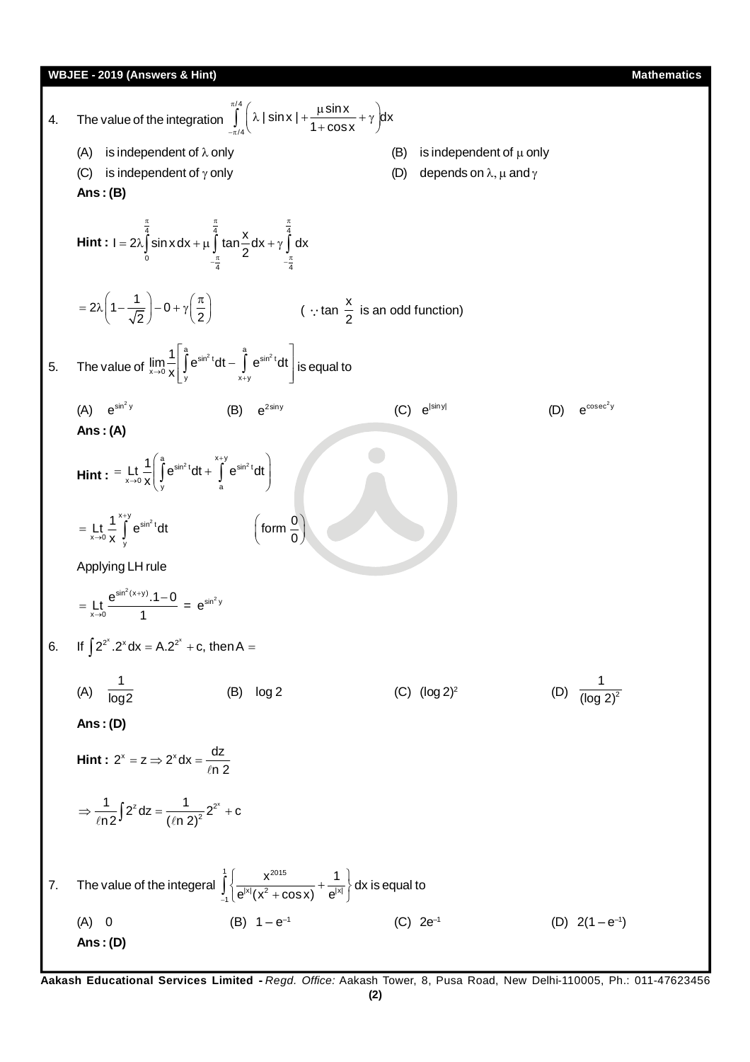4. The value of the integration $\int_{-\pi/4}^{\pi/4}\left(\lambda\,|\sin x| + \frac{\mu \sin x}{1+\cos x} + \gamma\right)dx$

(A) is independent of $\lambda$ only  
(B) is independent of $\mu$ only  
(C) is independent of $\gamma$ only  
(D) depends on $\lambda, \mu$ and $\gamma$

**Ans : (B)**

**Hint :** $I = 2\lambda\int_0^{\frac{\pi}{4}} \sin x\, dx + \mu\int_{-\frac{\pi}{4}}^{\frac{\pi}{4}} \tan\frac{x}{2}dx + \gamma\int_{-\frac{\pi}{4}}^{\frac{\pi}{4}} dx$

$= 2\lambda\left(1 - \frac{1}{\sqrt{2}}\right) - 0 + \gamma\left(\frac{\pi}{2}\right)$ ( $\because \tan\frac{x}{2}$ is an odd function)

5. The value of $\lim_{x\to 0}\frac{1}{x}\left[\int_y^a e^{\sin^2 t}dt - \int_{x+y}^a e^{\sin^2 t}dt\right]$ is equal to

(A) $e^{\sin^2 y}$  
(B) $e^{2\sin y}$  
(C) $e^{|\sin y|}$  
(D) $e^{\mathrm{cosec}^2 y}$

**Ans : (A)**

**Hint :** $= \underset{x\to 0}{\mathrm{Lt}}\frac{1}{x}\left(\int_y^a e^{\sin^2 t}dt + \int_a^{x+y} e^{\sin^2 t}dt\right)$

$= \underset{x\to 0}{\mathrm{Lt}}\frac{1}{x}\int_y^{x+y} e^{\sin^2 t}dt$ $\left(\text{form } \frac{0}{0}\right)$

Applying LH rule

$= \underset{x\to 0}{\mathrm{Lt}}\frac{e^{\sin^2(x+y)}.1 - 0}{1} = e^{\sin^2 y}$

6. If $\int 2^{2^x}.2^x dx = A.2^{2^x} + c$, then $A =$

(A) $\frac{1}{\log 2}$  
(B) $\log 2$  
(C) $(\log 2)^2$  
(D) $\frac{1}{(\log 2)^2}$

**Ans : (D)**

**Hint :** $2^x = z \Rightarrow 2^x dx = \frac{dz}{\ell n\ 2}$

$\Rightarrow \frac{1}{\ell n 2}\int 2^z dz = \frac{1}{(\ell n\ 2)^2}2^{2^x} + c$

7. The value of the integeral $\int_{-1}^{1}\left\{\frac{x^{2015}}{e^{|x|}(x^2+\cos x)} + \frac{1}{e^{|x|}}\right\}dx$ is equal to

(A) 0  
(B) $1 - e^{-1}$  
(C) $2e^{-1}$  
(D) $2(1 - e^{-1})$

**Ans : (D)**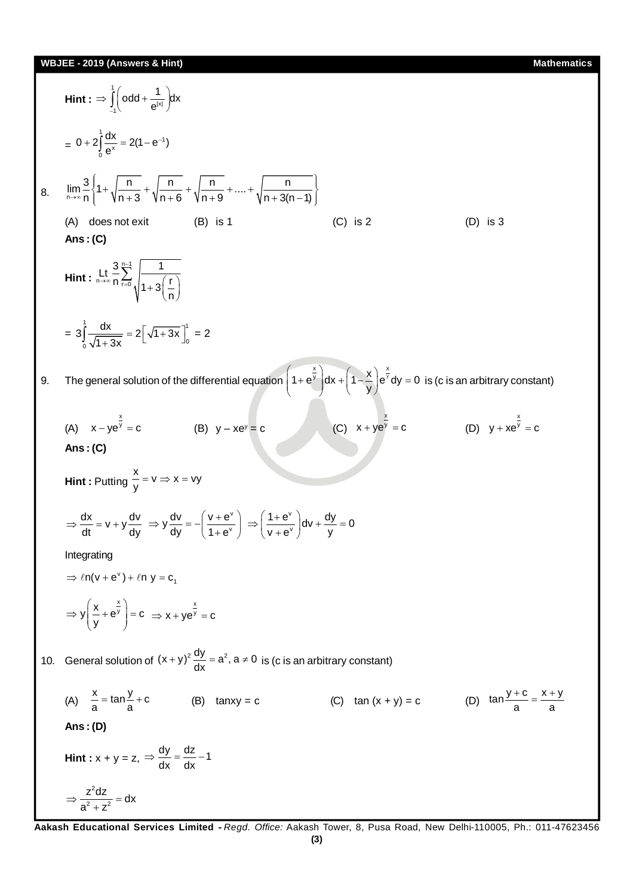**Hint :** $\Rightarrow \int_{-1}^{1}\left(\text{odd} + \frac{1}{e^{|x|}}\right)dx$

$= 0 + 2\int_{0}^{1}\frac{dx}{e^{x}} = 2(1 - e^{-1})$

8. $\lim_{n\to\infty}\frac{3}{n}\left\{1 + \sqrt{\frac{n}{n+3}} + \sqrt{\frac{n}{n+6}} + \sqrt{\frac{n}{n+9}} + .... + \sqrt{\frac{n}{n+3(n-1)}}\right\}$

(A) does not exit (B) is 1 (C) is 2 (D) is 3

**Ans : (C)**

**Hint :** $\underset{n\to\infty}{\text{Lt}}\frac{3}{n}\sum_{r=0}^{n-1}\sqrt{\frac{1}{1+3\left(\frac{r}{n}\right)}}$

$= 3\int_{0}^{1}\frac{dx}{\sqrt{1+3x}} = 2\left[\sqrt{1+3x}\right]_{0}^{1} = 2$

9. The general solution of the differential equation $\left(1 + e^{\frac{x}{y}}\right)dx + \left(1 - \frac{x}{y}\right)e^{\frac{x}{y}}dy = 0$ is (c is an arbitrary constant)

(A) $x - ye^{\frac{x}{y}} = c$ (B) $y - xe^{y} = c$ (C) $x + ye^{\frac{x}{y}} = c$ (D) $y + xe^{\frac{x}{y}} = c$

**Ans : (C)**

**Hint :** Putting $\frac{x}{y} = v \Rightarrow x = vy$

$\Rightarrow \frac{dx}{dt} = v + y\frac{dv}{dy} \;\; \Rightarrow y\frac{dv}{dy} = -\left(\frac{v+e^{v}}{1+e^{v}}\right) \;\; \Rightarrow \left(\frac{1+e^{v}}{v+e^{v}}\right)dv + \frac{dy}{y} = 0$

Integrating

$\Rightarrow \ell n(v + e^{v}) + \ell n\, y = c_1$

$\Rightarrow y\left(\frac{x}{y} + e^{\frac{x}{y}}\right) = c \;\; \Rightarrow x + ye^{\frac{x}{y}} = c$

10. General solution of $(x+y)^2\frac{dy}{dx} = a^2, a \neq 0$ is (c is an arbitrary constant)

(A) $\frac{x}{a} = \tan\frac{y}{a} + c$ (B) $\tan xy = c$ (C) $\tan(x + y) = c$ (D) $\tan\frac{y+c}{a} = \frac{x+y}{a}$

**Ans : (D)**

**Hint :** $x + y = z, \Rightarrow \frac{dy}{dx} = \frac{dz}{dx} - 1$

$\Rightarrow \frac{z^2dz}{a^2 + z^2} = dx$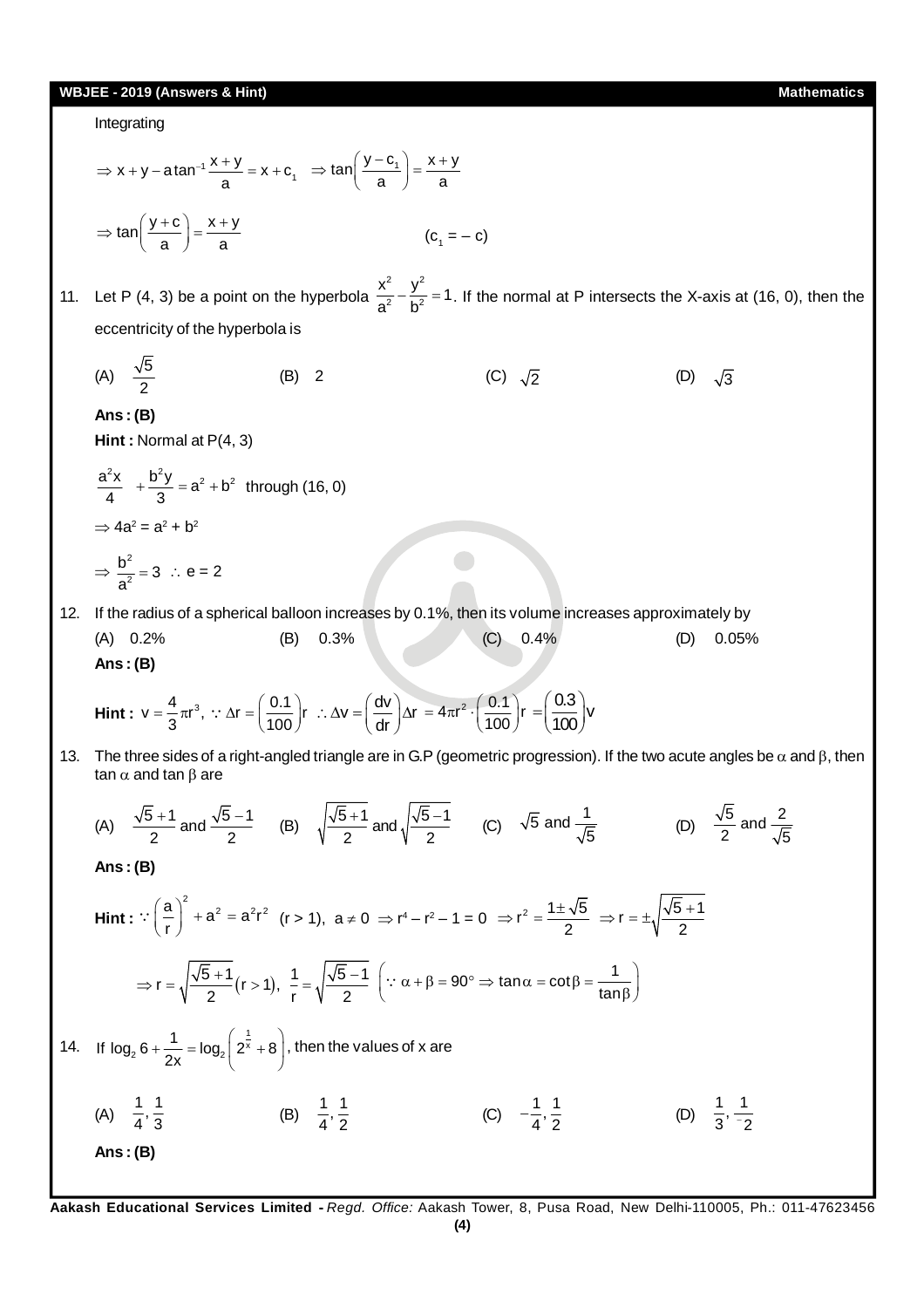Integrating

$$\Rightarrow x + y - a\tan^{-1}\frac{x+y}{a} = x + c_1 \quad \Rightarrow \tan\left(\frac{y - c_1}{a}\right) = \frac{x+y}{a}$$

$$\Rightarrow \tan\left(\frac{y+c}{a}\right) = \frac{x+y}{a} \qquad\qquad (c_1 = -c)$$

11. Let P (4, 3) be a point on the hyperbola $\frac{x^2}{a^2} - \frac{y^2}{b^2} = 1$. If the normal at P intersects the X-axis at (16, 0), then the eccentricity of the hyperbola is

(A) $\frac{\sqrt{5}}{2}$ (B) 2 (C) $\sqrt{2}$ (D) $\sqrt{3}$

**Ans : (B)**

**Hint :** Normal at P(4, 3)

$\frac{a^2x}{4} + \frac{b^2y}{3} = a^2 + b^2$ through (16, 0)

$\Rightarrow 4a^2 = a^2 + b^2$

$\Rightarrow \frac{b^2}{a^2} = 3 \ \therefore\ e = 2$

12. If the radius of a spherical balloon increases by 0.1%, then its volume increases approximately by

(A) 0.2% (B) 0.3% (C) 0.4% (D) 0.05%

**Ans : (B)**

**Hint :** $v = \frac{4}{3}\pi r^3,\ \because \Delta r = \left(\frac{0.1}{100}\right)r \ \therefore \Delta v = \left(\frac{dv}{dr}\right)\Delta r = 4\pi r^2 \cdot \left(\frac{0.1}{100}\right)r = \left(\frac{0.3}{100}\right)v$

13. The three sides of a right-angled triangle are in G.P (geometric progression). If the two acute angles be $\alpha$ and $\beta$, then $\tan\alpha$ and $\tan\beta$ are

(A) $\frac{\sqrt{5}+1}{2}$ and $\frac{\sqrt{5}-1}{2}$ (B) $\sqrt{\frac{\sqrt{5}+1}{2}}$ and $\sqrt{\frac{\sqrt{5}-1}{2}}$ (C) $\sqrt{5}$ and $\frac{1}{\sqrt{5}}$ (D) $\frac{\sqrt{5}}{2}$ and $\frac{2}{\sqrt{5}}$

**Ans : (B)**

**Hint :** $\because \left(\frac{a}{r}\right)^2 + a^2 = a^2r^2$ $(r > 1)$, $a \neq 0 \Rightarrow r^4 - r^2 - 1 = 0 \Rightarrow r^2 = \frac{1 \pm \sqrt{5}}{2} \Rightarrow r = \pm\sqrt{\frac{\sqrt{5}+1}{2}}$

$$\Rightarrow r = \sqrt{\frac{\sqrt{5}+1}{2}}(r > 1),\ \frac{1}{r} = \sqrt{\frac{\sqrt{5}-1}{2}} \ \left(\because \alpha + \beta = 90^\circ \Rightarrow \tan\alpha = \cot\beta = \frac{1}{\tan\beta}\right)$$

14. If $\log_2 6 + \frac{1}{2x} = \log_2\left(2^{\frac{1}{x}} + 8\right)$, then the values of x are

(A) $\frac{1}{4}, \frac{1}{3}$ (B) $\frac{1}{4}, \frac{1}{2}$ (C) $-\frac{1}{4}, \frac{1}{2}$ (D) $\frac{1}{3}, -\frac{1}{2}$

**Ans : (B)**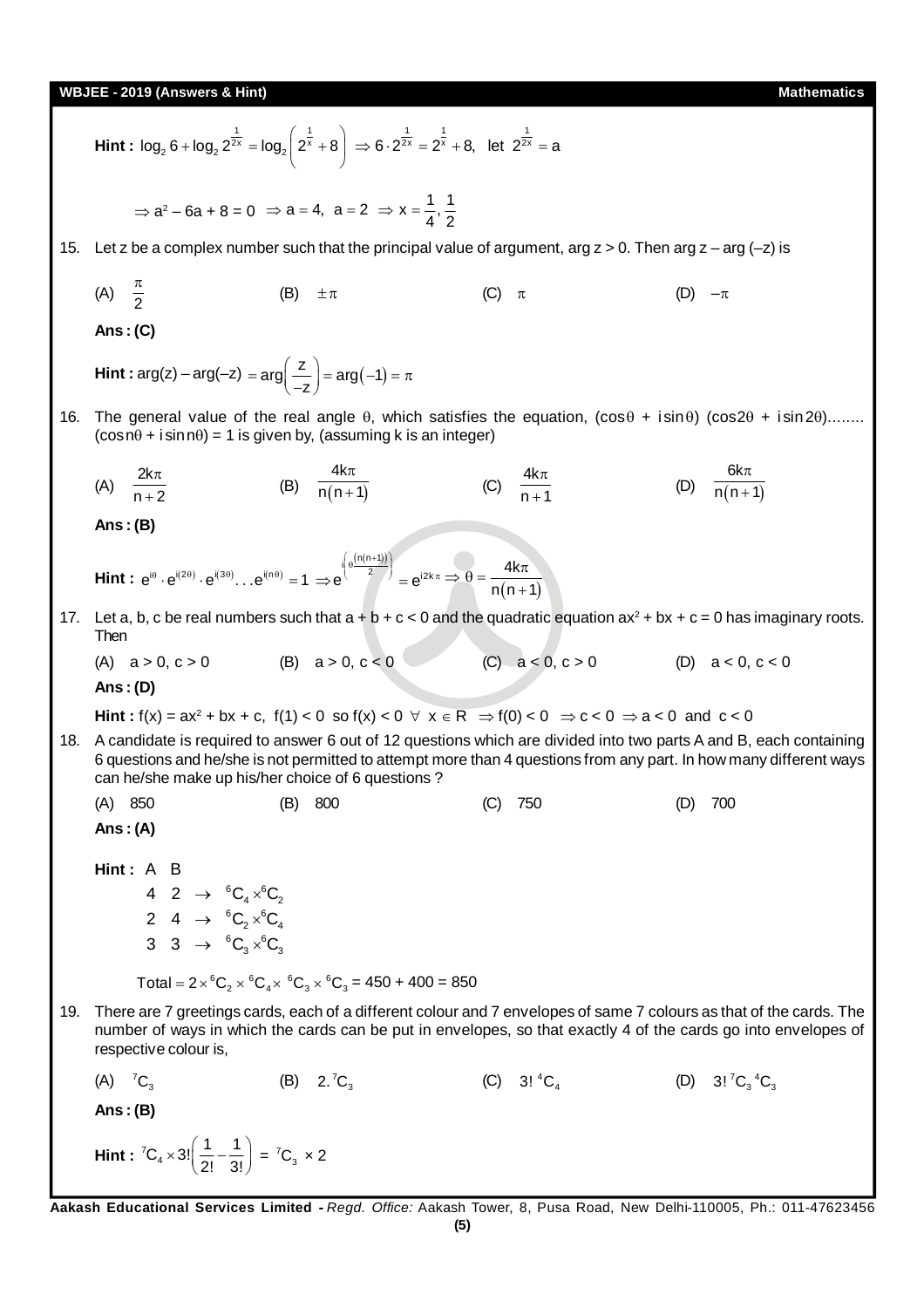**Hint :** $\log_2 6 + \log_2 2^{\frac{1}{2x}} = \log_2\left(2^{\frac{1}{x}} + 8\right) \Rightarrow 6 \cdot 2^{\frac{1}{2x}} = 2^{\frac{1}{x}} + 8$, let $2^{\frac{1}{2x}} = a$

$\Rightarrow a^2 - 6a + 8 = 0 \Rightarrow a = 4,\ a = 2 \Rightarrow x = \frac{1}{4}, \frac{1}{2}$

15. Let z be a complex number such that the principal value of argument, arg z > 0. Then arg z – arg (–z) is

(A) $\frac{\pi}{2}$ (B) $\pm\pi$ (C) $\pi$ (D) $-\pi$

**Ans : (C)**

**Hint :** $\arg(z) - \arg(-z) = \arg\left(\frac{z}{-z}\right) = \arg(-1) = \pi$

16. The general value of the real angle θ, which satisfies the equation, $(\cos\theta + i\sin\theta)(\cos 2\theta + i\sin 2\theta)........ (\cos n\theta + i\sin n\theta) = 1$ is given by, (assuming k is an integer)

(A) $\frac{2k\pi}{n+2}$ (B) $\frac{4k\pi}{n(n+1)}$ (C) $\frac{4k\pi}{n+1}$ (D) $\frac{6k\pi}{n(n+1)}$

**Ans : (B)**

**Hint :** $e^{i\theta} \cdot e^{i(2\theta)} \cdot e^{i(3\theta)} \ldots e^{i(n\theta)} = 1 \Rightarrow e^{i\left(\theta\frac{(n(n+1))}{2}\right)} = e^{i2k\pi} \Rightarrow \theta = \frac{4k\pi}{n(n+1)}$

17. Let a, b, c be real numbers such that a + b + c < 0 and the quadratic equation $ax^2 + bx + c = 0$ has imaginary roots. Then

(A) a > 0, c > 0 (B) a > 0, c < 0 (C) a < 0, c > 0 (D) a < 0, c < 0

**Ans : (D)**

**Hint :** $f(x) = ax^2 + bx + c$, $f(1) < 0$ so $f(x) < 0\ \forall\ x \in R \Rightarrow f(0) < 0 \Rightarrow c < 0 \Rightarrow a < 0$ and $c < 0$

18. A candidate is required to answer 6 out of 12 questions which are divided into two parts A and B, each containing 6 questions and he/she is not permitted to attempt more than 4 questions from any part. In how many different ways can he/she make up his/her choice of 6 questions ?

(A) 850 (B) 800 (C) 750 (D) 700

**Ans : (A)**

**Hint :**

| A | B | |
|---|---|---|
| 4 | 2 | $\rightarrow\ {}^6C_4 \times {}^6C_2$ |
| 2 | 4 | $\rightarrow\ {}^6C_2 \times {}^6C_4$ |
| 3 | 3 | $\rightarrow\ {}^6C_3 \times {}^6C_3$ |

$\text{Total} = 2 \times {}^6C_2 \times {}^6C_4 \times\ {}^6C_3 \times {}^6C_3 = 450 + 400 = 850$

19. There are 7 greetings cards, each of a different colour and 7 envelopes of same 7 colours as that of the cards. The number of ways in which the cards can be put in envelopes, so that exactly 4 of the cards go into envelopes of respective colour is,

(A) ${}^7C_3$ (B) $2.{}^7C_3$ (C) $3!\,{}^4C_4$ (D) $3!\,{}^7C_3\,{}^4C_3$

**Ans : (B)**

**Hint :** ${}^7C_4 \times 3!\left(\frac{1}{2!} - \frac{1}{3!}\right) = {}^7C_3 \times 2$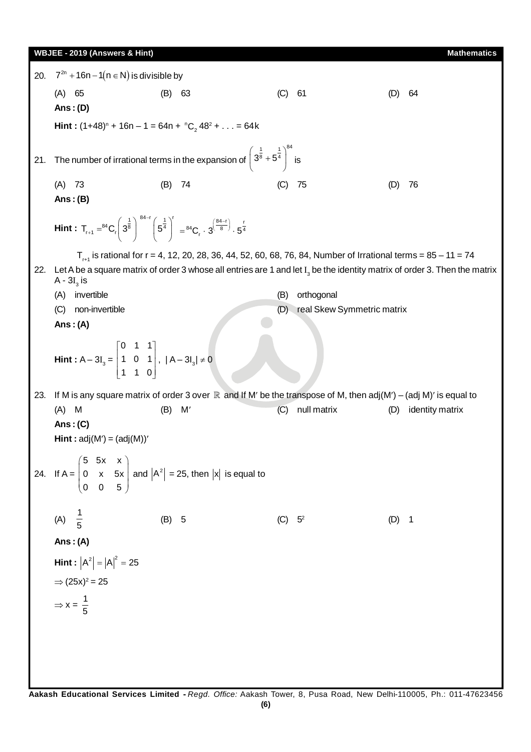20. $7^{2n} + 16n - 1 (n \in N)$ is divisible by

(A) 65 (B) 63 (C) 61 (D) 64

**Ans : (D)**

**Hint :** $(1+48)^n + 16n - 1 = 64n + {}^nC_2\, 48^2 + \ldots = 64k$

21. The number of irrational terms in the expansion of $\left(3^{\frac{1}{8}} + 5^{\frac{1}{4}}\right)^{84}$ is

(A) 73 (B) 74 (C) 75 (D) 76

**Ans : (B)**

**Hint :** $T_{r+1} = {}^{84}C_r \left(3^{\frac{1}{8}}\right)^{84-r} \left(5^{\frac{1}{4}}\right)^r = {}^{84}C_r \cdot 3^{\left(\frac{84-r}{8}\right)} \cdot 5^{\frac{r}{4}}$

$T_{r+1}$ is rational for r = 4, 12, 20, 28, 36, 44, 52, 60, 68, 76, 84, Number of Irrational terms = 85 – 11 = 74

22. Let A be a square matrix of order 3 whose all entries are 1 and let $I_3$ be the identity matrix of order 3. Then the matrix $A - 3I_3$ is

(A) invertible (B) orthogonal

(C) non-invertible (D) real Skew Symmetric matrix

**Ans : (A)**

**Hint :** $A - 3I_3 = \begin{bmatrix} 0 & 1 & 1 \\ 1 & 0 & 1 \\ 1 & 1 & 0 \end{bmatrix}$, $|A - 3I_3| \neq 0$

23. If M is any square matrix of order 3 over $\mathbb{R}$ and If M′ be the transpose of M, then adj(M′) – (adj M)′ is equal to

(A) M (B) M′ (C) null matrix (D) identity matrix

**Ans : (C)**

**Hint :** adj(M′) = (adj(M))′

24. If $A = \begin{pmatrix} 5 & 5x & x \\ 0 & x & 5x \\ 0 & 0 & 5 \end{pmatrix}$ and $|A^2| = 25$, then $|x|$ is equal to

(A) $\frac{1}{5}$ (B) 5 (C) $5^2$ (D) 1

**Ans : (A)**

**Hint :** $|A^2| = |A|^2 = 25$

$\Rightarrow (25x)^2 = 25$

$\Rightarrow x = \frac{1}{5}$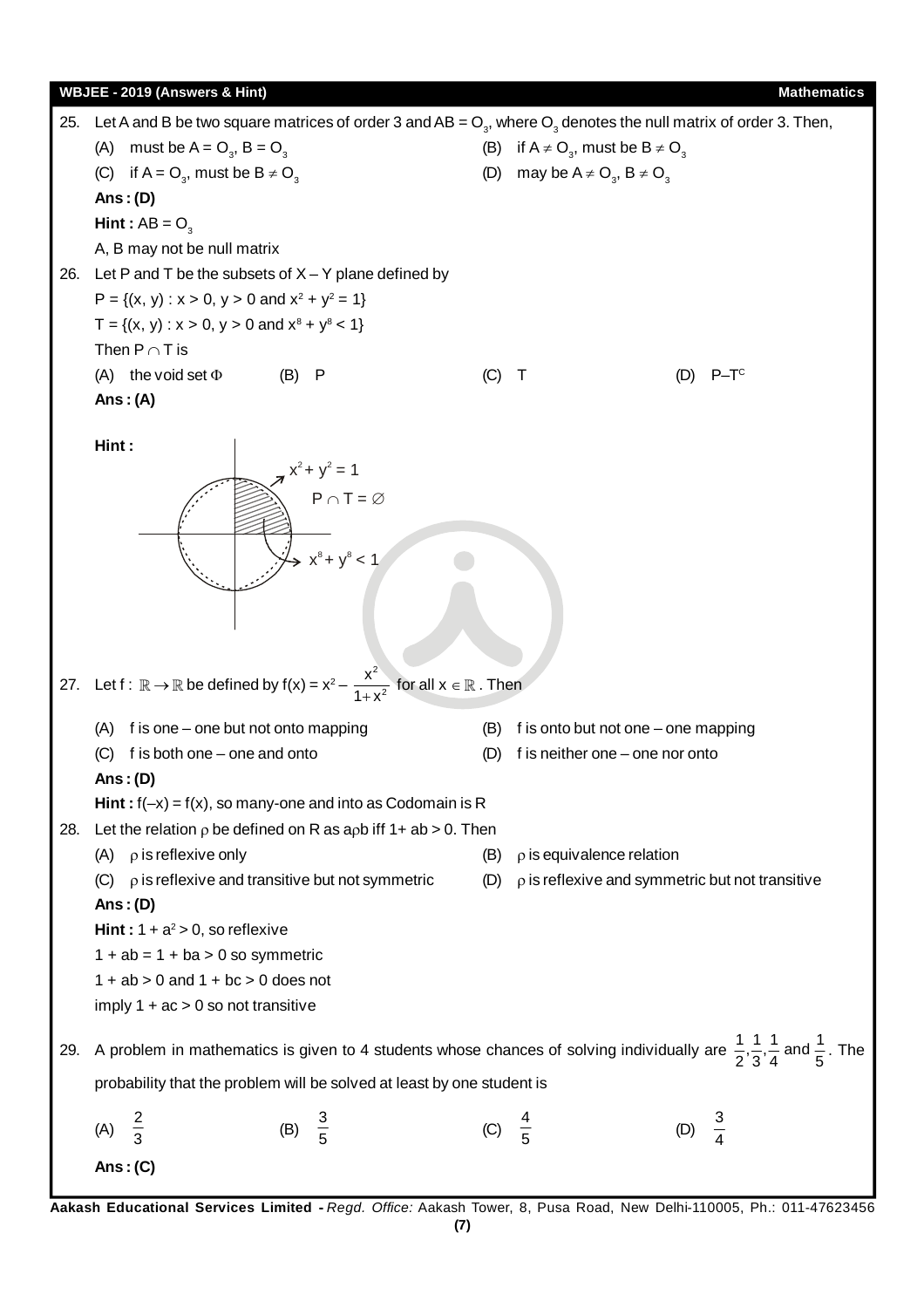25. Let A and B be two square matrices of order 3 and AB = $O_3$, where $O_3$ denotes the null matrix of order 3. Then,

(A) must be A = $O_3$, B = $O_3$

(B) if A ≠ $O_3$, must be B ≠ $O_3$

(C) if A = $O_3$, must be B ≠ $O_3$

(D) may be A ≠ $O_3$, B ≠ $O_3$

**Ans : (D)**

**Hint :** AB = $O_3$

A, B may not be null matrix

26. Let P and T be the subsets of X – Y plane defined by

P = {(x, y) : x > 0, y > 0 and $x^2 + y^2 = 1$}

T = {(x, y) : x > 0, y > 0 and $x^8 + y^8 < 1$}

Then P ∩ T is

(A) the void set Φ (B) P (C) T (D) $P–T^C$

**Ans : (A)**

**Hint :**

$x^2 + y^2 = 1$

P ∩ T = ∅

$x^8 + y^8 < 1$

27. Let f : $\mathbb{R} \to \mathbb{R}$ be defined by $f(x) = x^2 - \frac{x^2}{1+x^2}$ for all $x \in \mathbb{R}$ . Then

(A) f is one – one but not onto mapping

(B) f is onto but not one – one mapping

(C) f is both one – one and onto

(D) f is neither one – one nor onto

**Ans : (D)**

**Hint :** f(–x) = f(x), so many-one and into as Codomain is R

28. Let the relation ρ be defined on R as aρb iff 1+ ab > 0. Then

(A) ρ is reflexive only

(B) ρ is equivalence relation

(C) ρ is reflexive and transitive but not symmetric

(D) ρ is reflexive and symmetric but not transitive

**Ans : (D)**

**Hint :** $1 + a^2 > 0$, so reflexive

1 + ab = 1 + ba > 0 so symmetric

1 + ab > 0 and 1 + bc > 0 does not

imply 1 + ac > 0 so not transitive

29. A problem in mathematics is given to 4 students whose chances of solving individually are $\frac{1}{2}, \frac{1}{3}, \frac{1}{4}$ and $\frac{1}{5}$. The probability that the problem will be solved at least by one student is

(A) $\frac{2}{3}$ (B) $\frac{3}{5}$ (C) $\frac{4}{5}$ (D) $\frac{3}{4}$

**Ans : (C)**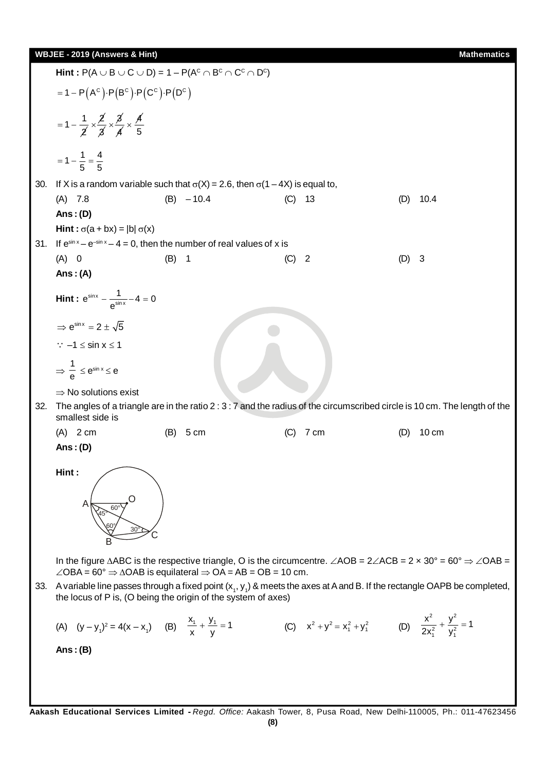**Hint :** $P(A \cup B \cup C \cup D) = 1 - P(A^C \cap B^C \cap C^C \cap D^C)$

$$= 1 - P(A^C) \cdot P(B^C) \cdot P(C^C) \cdot P(D^C)$$

$$= 1 - \frac{1}{2} \times \frac{2}{3} \times \frac{3}{4} \times \frac{4}{5}$$

$$= 1 - \frac{1}{5} = \frac{4}{5}$$

30. If X is a random variable such that $\sigma(X) = 2.6$, then $\sigma(1 - 4X)$ is equal to,

(A) 7.8 (B) – 10.4 (C) 13 (D) 10.4

**Ans : (D)**

**Hint :** $\sigma(a + bx) = |b|\,\sigma(x)$

31. If $e^{\sin x} - e^{-\sin x} - 4 = 0$, then the number of real values of x is

(A) 0 (B) 1 (C) 2 (D) 3

**Ans : (A)**

**Hint :** $e^{\sin x} - \frac{1}{e^{\sin x}} - 4 = 0$

$\Rightarrow e^{\sin x} = 2 \pm \sqrt{5}$

$\because -1 \le \sin x \le 1$

$\Rightarrow \frac{1}{e} \le e^{\sin x} \le e$

$\Rightarrow$ No solutions exist

32. The angles of a triangle are in the ratio 2 : 3 : 7 and the radius of the circumscribed circle is 10 cm. The length of the smallest side is

(A) 2 cm (B) 5 cm (C) 7 cm (D) 10 cm

**Ans : (D)**

**Hint :**

In the figure $\Delta ABC$ is the respective triangle, O is the circumcentre. $\angle AOB = 2\angle ACB = 2 \times 30° = 60° \Rightarrow \angle OAB = \angle OBA = 60° \Rightarrow \Delta OAB$ is equilateral $\Rightarrow OA = AB = OB = 10$ cm.

33. A variable line passes through a fixed point $(x_1, y_1)$ & meets the axes at A and B. If the rectangle OAPB be completed, the locus of P is, (O being the origin of the system of axes)

(A) $(y - y_1)^2 = 4(x - x_1)$ (B) $\frac{x_1}{x} + \frac{y_1}{y} = 1$ (C) $x^2 + y^2 = x_1^2 + y_1^2$ (D) $\frac{x^2}{2x_1^2} + \frac{y^2}{y_1^2} = 1$

**Ans : (B)**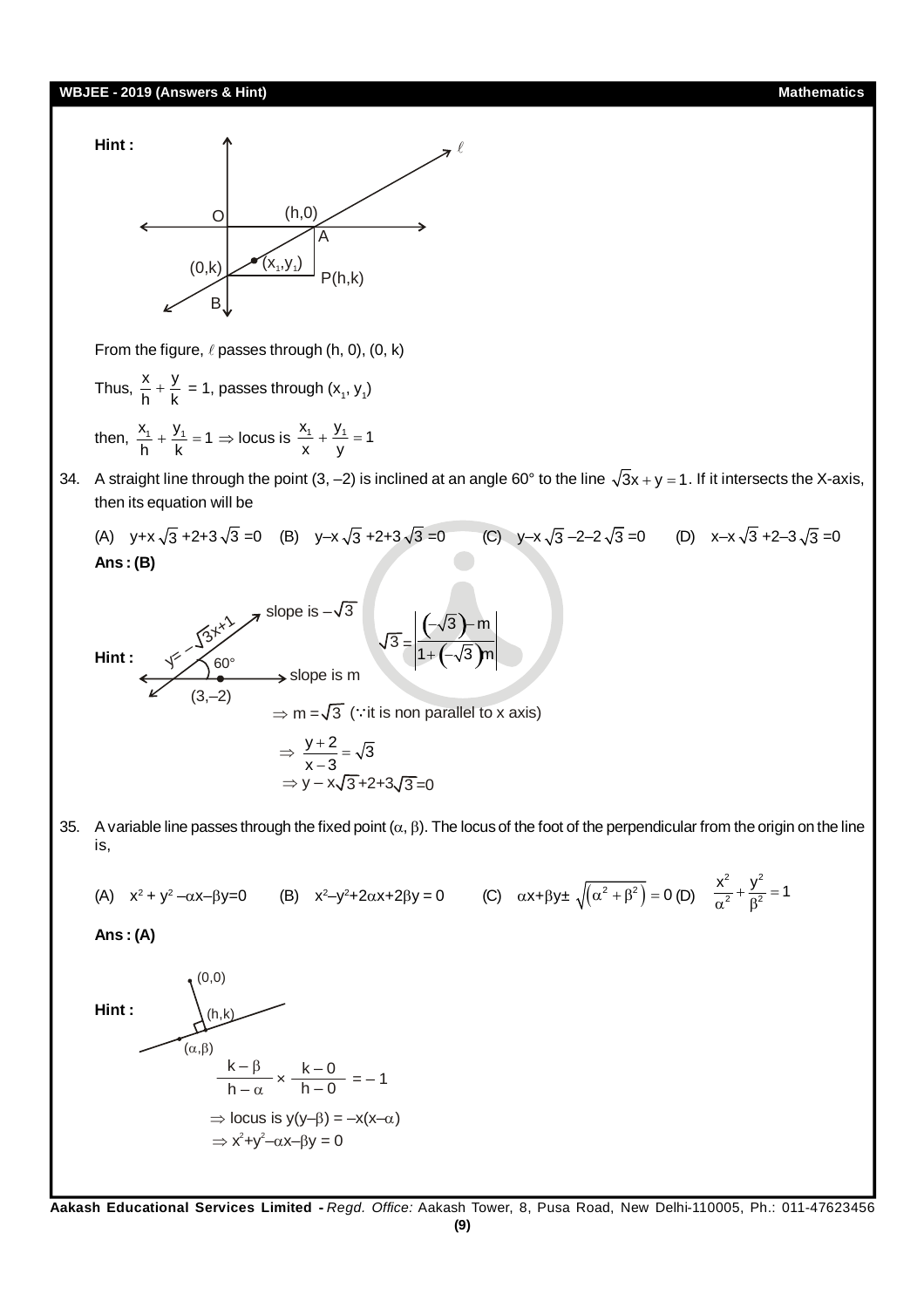**Hint :**

From the figure, $\ell$ passes through (h, 0), (0, k)

Thus, $\frac{x}{h}+\frac{y}{k}$ = 1, passes through $(x_1, y_1)$

then, $\frac{x_1}{h}+\frac{y_1}{k}=1 \Rightarrow$ locus is $\frac{x_1}{x}+\frac{y_1}{y}=1$

34. A straight line through the point (3, –2) is inclined at an angle 60° to the line $\sqrt{3}x+y=1$. If it intersects the X-axis, then its equation will be

(A) $y+x\sqrt{3}+2+3\sqrt{3}=0$ (B) $y-x\sqrt{3}+2+3\sqrt{3}=0$ (C) $y-x\sqrt{3}-2-2\sqrt{3}=0$ (D) $x-x\sqrt{3}+2-3\sqrt{3}=0$

**Ans : (B)**

**Hint :** $y=-\sqrt{3}x+1$, slope is $-\sqrt{3}$; line through (3, –2), slope is m, angle 60°

$$\sqrt{3}=\left|\frac{\left(-\sqrt{3}\right)-m}{1+\left(-\sqrt{3}\right)m}\right|$$

$\Rightarrow m=\sqrt{3}$ ($\because$ it is non parallel to x axis)

$$\Rightarrow \frac{y+2}{x-3}=\sqrt{3}$$

$$\Rightarrow y-x\sqrt{3}+2+3\sqrt{3}=0$$

35. A variable line passes through the fixed point $(\alpha, \beta)$. The locus of the foot of the perpendicular from the origin on the line is,

(A) $x^2+y^2-\alpha x-\beta y=0$ (B) $x^2-y^2+2\alpha x+2\beta y=0$ (C) $\alpha x+\beta y\pm\sqrt{\left(\alpha^2+\beta^2\right)}=0$ (D) $\frac{x^2}{\alpha^2}+\frac{y^2}{\beta^2}=1$

**Ans : (A)**

**Hint :** (0,0), (h,k), $(\alpha,\beta)$

$$\frac{k-\beta}{h-\alpha}\times\frac{k-0}{h-0}=-1$$

$\Rightarrow$ locus is $y(y-\beta)=-x(x-\alpha)$

$\Rightarrow x^2+y^2-\alpha x-\beta y=0$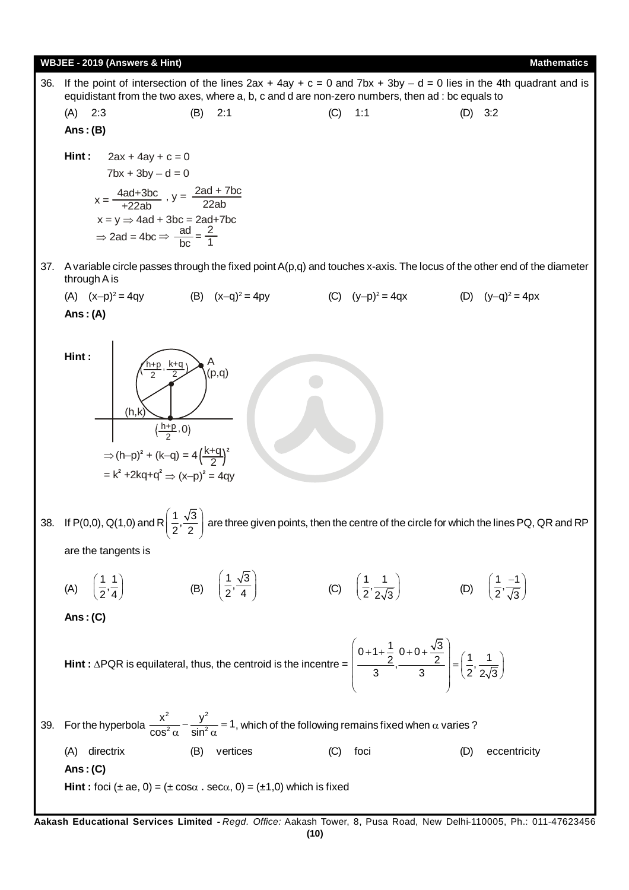36. If the point of intersection of the lines $2ax + 4ay + c = 0$ and $7bx + 3by - d = 0$ lies in the 4th quadrant and is equidistant from the two axes, where a, b, c and d are non-zero numbers, then ad : bc equals to

(A) 2:3 (B) 2:1 (C) 1:1 (D) 3:2

**Ans : (B)**

**Hint :** $2ax + 4ay + c = 0$

$7bx + 3by - d = 0$

$x = \frac{4ad+3bc}{+22ab}$ , $y = \frac{2ad + 7bc}{22ab}$

$x = y \Rightarrow 4ad + 3bc = 2ad+7bc$

$\Rightarrow 2ad = 4bc \Rightarrow \frac{ad}{bc} = \frac{2}{1}$

37. A variable circle passes through the fixed point A(p,q) and touches x-axis. The locus of the other end of the diameter through A is

(A) $(x-p)^2 = 4qy$ (B) $(x-q)^2 = 4py$ (C) $(y-p)^2 = 4qx$ (D) $(y-q)^2 = 4px$

**Ans : (A)**

**Hint :**

(Figure: circle with diameter from $(h,k)$ to $A(p,q)$, centre $\left(\frac{h+p}{2}, \frac{k+q}{2}\right)$, touching x-axis at $\left(\frac{h+p}{2}, 0\right)$)

$\Rightarrow (h-p)^2 + (k-q) = 4\left(\frac{k+q}{2}\right)^2$

$= k^2 + 2kq + q^2 \Rightarrow (x-p)^2 = 4qy$

38. If P(0,0), Q(1,0) and $R\left(\frac{1}{2}, \frac{\sqrt{3}}{2}\right)$ are three given points, then the centre of the circle for which the lines PQ, QR and RP are the tangents is

(A) $\left(\frac{1}{2}, \frac{1}{4}\right)$ (B) $\left(\frac{1}{2}, \frac{\sqrt{3}}{4}\right)$ (C) $\left(\frac{1}{2}, \frac{1}{2\sqrt{3}}\right)$ (D) $\left(\frac{1}{2}, \frac{-1}{\sqrt{3}}\right)$

**Ans : (C)**

**Hint :** $\Delta PQR$ is equilateral, thus, the centroid is the incentre = $\left(\frac{0+1+\frac{1}{2}}{3}, \frac{0+0+\frac{\sqrt{3}}{2}}{3}\right) = \left(\frac{1}{2}, \frac{1}{2\sqrt{3}}\right)$

39. For the hyperbola $\frac{x^2}{\cos^2\alpha} - \frac{y^2}{\sin^2\alpha} = 1$, which of the following remains fixed when $\alpha$ varies ?

(A) directrix (B) vertices (C) foci (D) eccentricity

**Ans : (C)**

**Hint :** foci $(\pm ae, 0) = (\pm \cos\alpha \,.\, \sec\alpha, 0) = (\pm 1, 0)$ which is fixed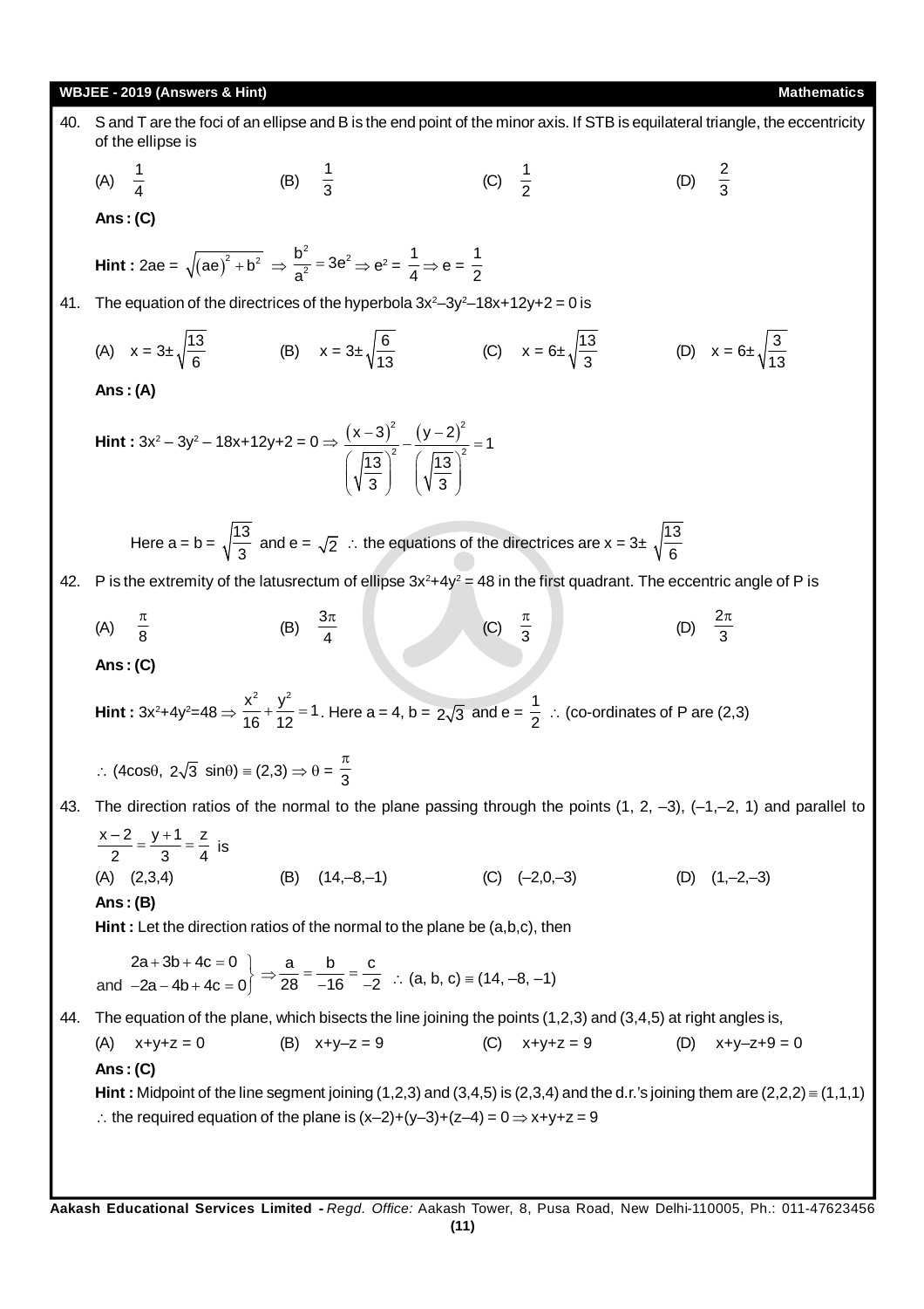40. S and T are the foci of an ellipse and B is the end point of the minor axis. If STB is equilateral triangle, the eccentricity of the ellipse is

(A) $\frac{1}{4}$ (B) $\frac{1}{3}$ (C) $\frac{1}{2}$ (D) $\frac{2}{3}$

**Ans : (C)**

**Hint :** $2ae = \sqrt{(ae)^2 + b^2} \Rightarrow \frac{b^2}{a^2} = 3e^2 \Rightarrow e^2 = \frac{1}{4} \Rightarrow e = \frac{1}{2}$

41. The equation of the directrices of the hyperbola $3x^2 - 3y^2 - 18x + 12y + 2 = 0$ is

(A) $x = 3 \pm \sqrt{\frac{13}{6}}$ (B) $x = 3 \pm \sqrt{\frac{6}{13}}$ (C) $x = 6 \pm \sqrt{\frac{13}{3}}$ (D) $x = 6 \pm \sqrt{\frac{3}{13}}$

**Ans : (A)**

**Hint :** $3x^2 - 3y^2 - 18x + 12y + 2 = 0 \Rightarrow \frac{(x-3)^2}{\left(\sqrt{\frac{13}{3}}\right)^2} - \frac{(y-2)^2}{\left(\sqrt{\frac{13}{3}}\right)^2} = 1$

Here $a = b = \sqrt{\frac{13}{3}}$ and $e = \sqrt{2}$ $\therefore$ the equations of the directrices are $x = 3 \pm \sqrt{\frac{13}{6}}$

42. P is the extremity of the latusrectum of ellipse $3x^2 + 4y^2 = 48$ in the first quadrant. The eccentric angle of P is

(A) $\frac{\pi}{8}$ (B) $\frac{3\pi}{4}$ (C) $\frac{\pi}{3}$ (D) $\frac{2\pi}{3}$

**Ans : (C)**

**Hint :** $3x^2 + 4y^2 = 48 \Rightarrow \frac{x^2}{16} + \frac{y^2}{12} = 1$. Here $a = 4$, $b = 2\sqrt{3}$ and $e = \frac{1}{2}$ $\therefore$ (co-ordinates of P are (2,3)

$\therefore (4\cos\theta,\ 2\sqrt{3}\ \sin\theta) \equiv (2,3) \Rightarrow \theta = \frac{\pi}{3}$

43. The direction ratios of the normal to the plane passing through the points (1, 2, –3), (–1,–2, 1) and parallel to $\frac{x-2}{2} = \frac{y+1}{3} = \frac{z}{4}$ is

(A) (2,3,4) (B) (14,–8,–1) (C) (–2,0,–3) (D) (1,–2,–3)

**Ans : (B)**

**Hint :** Let the direction ratios of the normal to the plane be (a,b,c), then

$$\left.\begin{array}{r} 2a + 3b + 4c = 0 \\ \text{and } -2a - 4b + 4c = 0 \end{array}\right\} \Rightarrow \frac{a}{28} = \frac{b}{-16} = \frac{c}{-2} \quad \therefore (a, b, c) \equiv (14, -8, -1)$$

44. The equation of the plane, which bisects the line joining the points (1,2,3) and (3,4,5) at right angles is,

(A) $x+y+z = 0$ (B) $x+y-z = 9$ (C) $x+y+z = 9$ (D) $x+y-z+9 = 0$

**Ans : (C)**

**Hint :** Midpoint of the line segment joining (1,2,3) and (3,4,5) is (2,3,4) and the d.r.'s joining them are $(2,2,2) \equiv (1,1,1)$

$\therefore$ the required equation of the plane is $(x-2)+(y-3)+(z-4) = 0 \Rightarrow x+y+z = 9$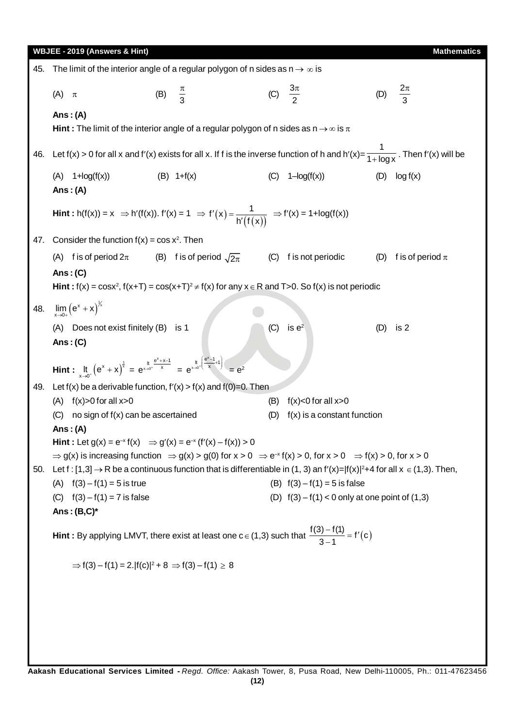45. The limit of the interior angle of a regular polygon of n sides as $n \to \infty$ is

(A) $\pi$ (B) $\frac{\pi}{3}$ (C) $\frac{3\pi}{2}$ (D) $\frac{2\pi}{3}$

**Ans : (A)**

**Hint :** The limit of the interior angle of a regular polygon of n sides as $n \to \infty$ is $\pi$

46. Let $f(x) > 0$ for all x and $f'(x)$ exists for all x. If f is the inverse function of h and $h'(x)=\frac{1}{1+\log x}$. Then $f'(x)$ will be

(A) $1+\log(f(x))$ (B) $1+f(x)$ (C) $1-\log(f(x))$ (D) $\log f(x)$

**Ans : (A)**

**Hint :** $h(f(x)) = x \Rightarrow h'(f(x)).\ f'(x) = 1 \Rightarrow f'(x) = \frac{1}{h'(f(x))} \Rightarrow f'(x) = 1+\log(f(x))$

47. Consider the function $f(x) = \cos x^2$. Then

(A) f is of period $2\pi$ (B) f is of period $\sqrt{2\pi}$ (C) f is not periodic (D) f is of period $\pi$

**Ans : (C)**

**Hint :** $f(x) = \cos x^2$, $f(x+T) = \cos(x+T)^2 \neq f(x)$ for any $x \in R$ and $T>0$. So $f(x)$ is not periodic

48. $\lim_{x \to 0+} \left(e^x + x\right)^{1/x}$

(A) Does not exist finitely (B) is 1 (C) is $e^2$ (D) is 2

**Ans : (C)**

**Hint :** $\lim_{x \to 0^+} \left(e^x + x\right)^{\frac{1}{x}} = e^{\lim_{x \to 0^+} \frac{e^x+x-1}{x}} = e^{\lim_{x \to 0^+}\left(\frac{e^x-1}{x}+1\right)} = e^2$

49. Let $f(x)$ be a derivable function, $f'(x) > f(x)$ and $f(0)=0$. Then

(A) $f(x)>0$ for all $x>0$ (B) $f(x)<0$ for all $x>0$

(C) no sign of $f(x)$ can be ascertained (D) $f(x)$ is a constant function

**Ans : (A)**

**Hint :** Let $g(x) = e^{-x} f(x) \Rightarrow g'(x) = e^{-x} (f'(x) - f(x)) > 0$

$\Rightarrow g(x)$ is increasing function $\Rightarrow g(x) > g(0)$ for $x > 0 \Rightarrow e^{-x} f(x) > 0$, for $x > 0 \Rightarrow f(x) > 0$, for $x > 0$

50. Let $f : [1,3] \to R$ be a continuous function that is differentiable in (1, 3) an $f'(x)=|f(x)|^2+4$ for all $x \in (1,3)$. Then,

(A) $f(3) - f(1) = 5$ is true (B) $f(3) - f(1) = 5$ is false

(C) $f(3) - f(1) = 7$ is false (D) $f(3) - f(1) < 0$ only at one point of (1,3)

**Ans : (B,C)***

**Hint :** By applying LMVT, there exist at least one $c \in (1,3)$ such that $\frac{f(3)-f(1)}{3-1} = f'(c)$

$\Rightarrow f(3) - f(1) = 2.|f(c)|^2 + 8 \Rightarrow f(3) - f(1) \geq 8$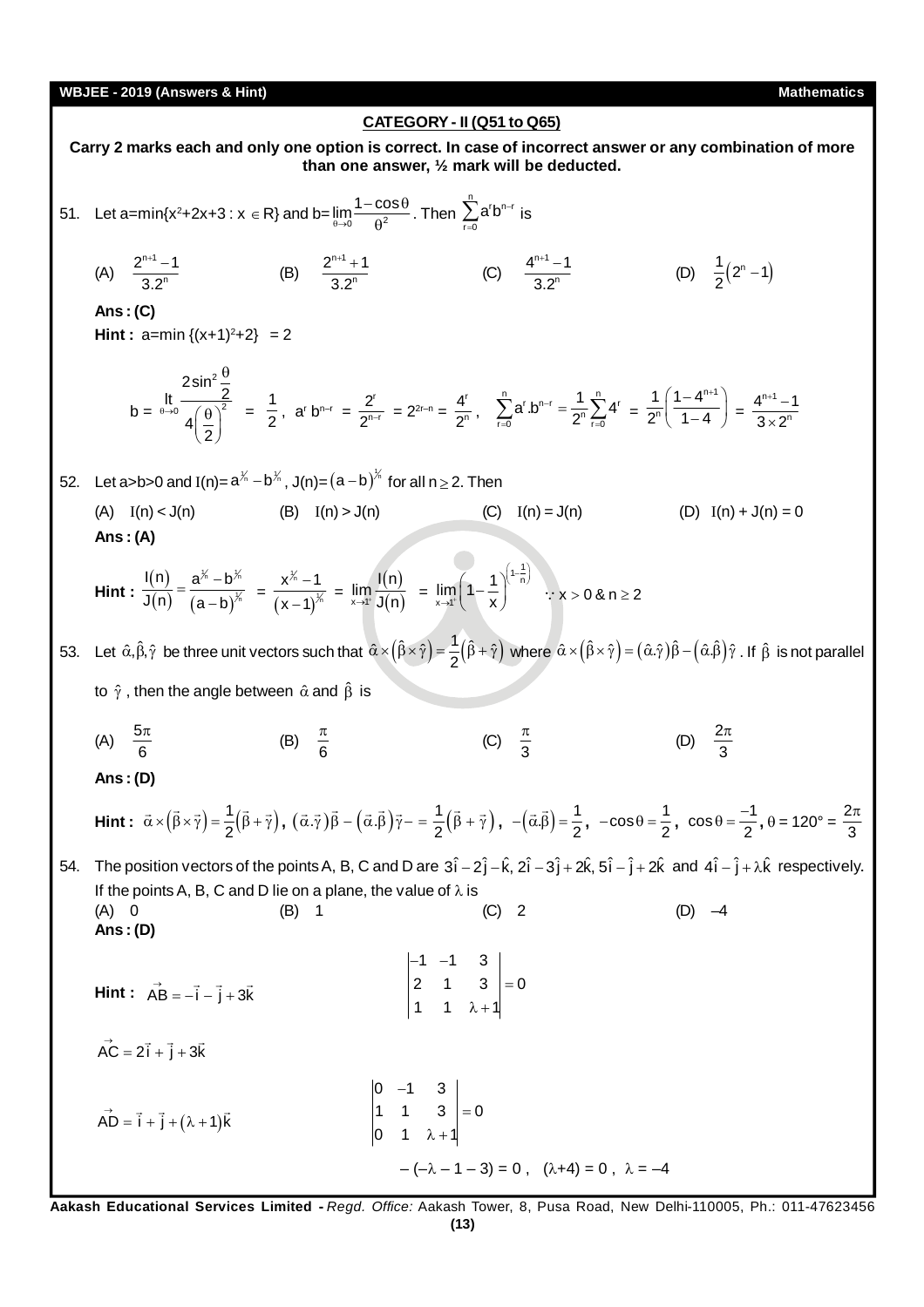## CATEGORY - II (Q51 to Q65)

**Carry 2 marks each and only one option is correct. In case of incorrect answer or any combination of more than one answer, ½ mark will be deducted.**

51. Let a=min$\{x^2+2x+3 : x \in R\}$ and b=$\lim\limits_{\theta \to 0} \frac{1-\cos\theta}{\theta^2}$. Then $\sum\limits_{r=0}^{n} a^r b^{n-r}$ is

(A) $\frac{2^{n+1}-1}{3.2^n}$ (B) $\frac{2^{n+1}+1}{3.2^n}$ (C) $\frac{4^{n+1}-1}{3.2^n}$ (D) $\frac{1}{2}\left(2^n-1\right)$

**Ans : (C)**

**Hint :** a=min $\{(x+1)^2+2\}$ = 2

$$b = \lim_{\theta \to 0} \frac{2\sin^2\frac{\theta}{2}}{4\left(\frac{\theta}{2}\right)^2} = \frac{1}{2}, \; a^r\, b^{n-r} = \frac{2^r}{2^{n-r}} = 2^{2r-n} = \frac{4^r}{2^n}, \; \sum_{r=0}^{n} a^r.b^{n-r} = \frac{1}{2^n}\sum_{r=0}^{n} 4^r = \frac{1}{2^n}\left(\frac{1-4^{n+1}}{1-4}\right) = \frac{4^{n+1}-1}{3\times 2^n}$$

52. Let a>b>0 and I(n)=$a^{1/n} - b^{1/n}$, J(n)=$\left(a-b\right)^{1/n}$ for all $n \geq 2$. Then

(A) I(n) < J(n) (B) I(n) > J(n) (C) I(n) = J(n) (D) I(n) + J(n) = 0

**Ans : (A)**

**Hint :** $\frac{I(n)}{J(n)} = \frac{a^{1/n}-b^{1/n}}{\left(a-b\right)^{1/n}} = \frac{x^{1/n}-1}{\left(x-1\right)^{1/n}} = \lim\limits_{x \to 1^+} \frac{I(n)}{J(n)} = \lim\limits_{x \to 1^+}\left(1-\frac{1}{x}\right)^{\left(1-\frac{1}{n}\right)} \quad \because x > 0 \;\&\; n \geq 2$

53. Let $\hat{\alpha}, \hat{\beta}, \hat{\gamma}$ be three unit vectors such that $\hat{\alpha} \times \left(\hat{\beta} \times \hat{\gamma}\right) = \frac{1}{2}\left(\hat{\beta} + \hat{\gamma}\right)$ where $\hat{\alpha} \times \left(\hat{\beta} \times \hat{\gamma}\right) = \left(\hat{\alpha}.\hat{\gamma}\right)\hat{\beta} - \left(\hat{\alpha}.\hat{\beta}\right)\hat{\gamma}$. If $\hat{\beta}$ is not parallel to $\hat{\gamma}$, then the angle between $\hat{\alpha}$ and $\hat{\beta}$ is

(A) $\frac{5\pi}{6}$ (B) $\frac{\pi}{6}$ (C) $\frac{\pi}{3}$ (D) $\frac{2\pi}{3}$

**Ans : (D)**

**Hint :** $\vec{\alpha} \times \left(\vec{\beta} \times \vec{\gamma}\right) = \frac{1}{2}\left(\vec{\beta} + \vec{\gamma}\right)$, $\left(\vec{\alpha}.\vec{\gamma}\right)\vec{\beta} - \left(\vec{\alpha}.\vec{\beta}\right)\vec{\gamma} - = \frac{1}{2}\left(\vec{\beta} + \vec{\gamma}\right)$, $-\left(\vec{\alpha}.\vec{\beta}\right) = \frac{1}{2}$, $-\cos\theta = \frac{1}{2}$, $\cos\theta = \frac{-1}{2}$, $\theta$ = 120° = $\frac{2\pi}{3}$

54. The position vectors of the points A, B, C and D are $3\hat{i} - 2\hat{j} - \hat{k}$, $2\hat{i} - 3\hat{j} + 2\hat{k}$, $5\hat{i} - \hat{j} + 2\hat{k}$ and $4\hat{i} - \hat{j} + \lambda\hat{k}$ respectively. If the points A, B, C and D lie on a plane, the value of $\lambda$ is

(A) 0 (B) 1 (C) 2 (D) –4

**Ans : (D)**

**Hint :** $\vec{AB} = -\vec{i} - \vec{j} + 3\vec{k}$

$$\begin{vmatrix} -1 & -1 & 3 \\ 2 & 1 & 3 \\ 1 & 1 & \lambda+1 \end{vmatrix} = 0$$

$\vec{AC} = 2\vec{i} + \vec{j} + 3\vec{k}$

$\vec{AD} = \vec{i} + \vec{j} + \left(\lambda+1\right)\vec{k}$

$$\begin{vmatrix} 0 & -1 & 3 \\ 1 & 1 & 3 \\ 0 & 1 & \lambda+1 \end{vmatrix} = 0$$

$-(-\lambda - 1 - 3) = 0$, $(\lambda+4) = 0$, $\lambda = -4$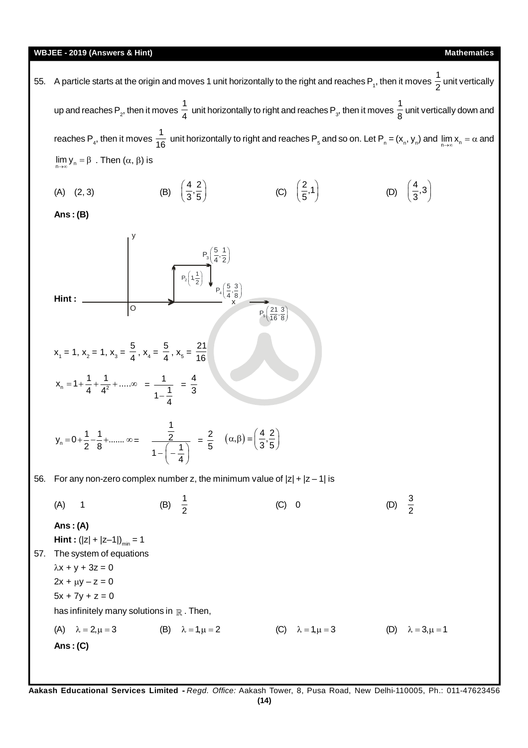55. A particle starts at the origin and moves 1 unit horizontally to the right and reaches $P_1$, then it moves $\frac{1}{2}$ unit vertically up and reaches $P_2$, then it moves $\frac{1}{4}$ unit horizontally to right and reaches $P_3$, then it moves $\frac{1}{8}$ unit vertically down and reaches $P_4$, then it moves $\frac{1}{16}$ unit horizontally to right and reaches $P_5$ and so on. Let $P_n = (x_n, y_n)$ and $\lim_{n\to\infty} x_n = \alpha$ and $\lim_{n\to\infty} y_n = \beta$. Then $(\alpha, \beta)$ is

(A) $(2, 3)$ (B) $\left(\frac{4}{3}, \frac{2}{5}\right)$ (C) $\left(\frac{2}{5}, 1\right)$ (D) $\left(\frac{4}{3}, 3\right)$

**Ans : (B)**

**Hint :**

$P_2\left(1, \frac{1}{2}\right)$, $P_3\left(\frac{5}{4}, \frac{1}{2}\right)$, $P_4\left(\frac{5}{4}, \frac{3}{8}\right)$, $P_5\left(\frac{21}{16}, \frac{3}{8}\right)$

$x_1 = 1$, $x_2 = 1$, $x_3 = \frac{5}{4}$, $x_4 = \frac{5}{4}$, $x_5 = \frac{21}{16}$

$$x_n = 1 + \frac{1}{4} + \frac{1}{4^2} + .....\infty = \frac{1}{1-\frac{1}{4}} = \frac{4}{3}$$

$$y_n = 0 + \frac{1}{2} - \frac{1}{8} + ....... \infty = \frac{\frac{1}{2}}{1-\left(-\frac{1}{4}\right)} = \frac{2}{5} \quad (\alpha, \beta) \equiv \left(\frac{4}{3}, \frac{2}{5}\right)$$

56. For any non-zero complex number z, the minimum value of $|z| + |z - 1|$ is

(A) 1 (B) $\frac{1}{2}$ (C) 0 (D) $\frac{3}{2}$

**Ans : (A)**

**Hint :** $(|z| + |z-1|)_{min} = 1$

57. The system of equations

$\lambda x + y + 3z = 0$

$2x + \mu y - z = 0$

$5x + 7y + z = 0$

has infinitely many solutions in $\mathbb{R}$. Then,

(A) $\lambda = 2, \mu = 3$ (B) $\lambda = 1, \mu = 2$ (C) $\lambda = 1, \mu = 3$ (D) $\lambda = 3, \mu = 1$

**Ans : (C)**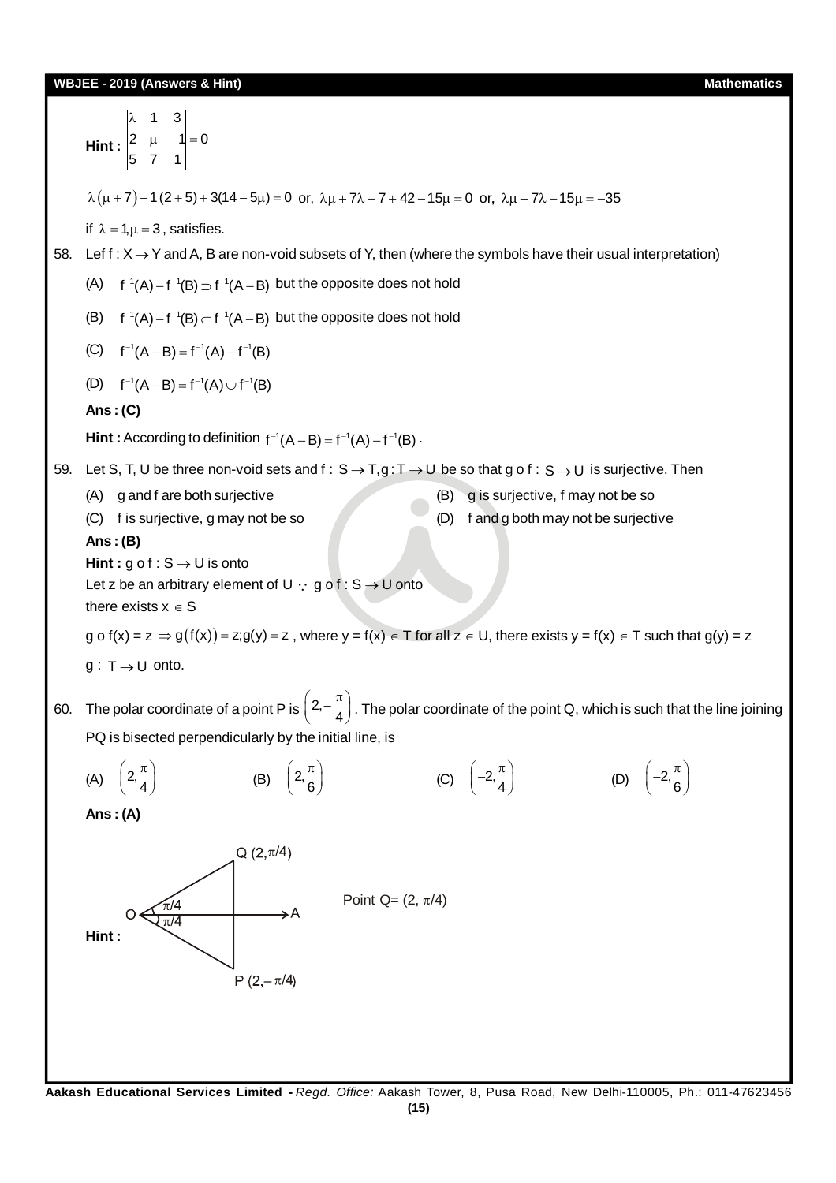**Hint :** $\begin{vmatrix} \lambda & 1 & 3 \\ 2 & \mu & -1 \\ 5 & 7 & 1 \end{vmatrix} = 0$

$\lambda(\mu+7) - 1(2+5) + 3(14 - 5\mu) = 0$ or, $\lambda\mu + 7\lambda - 7 + 42 - 15\mu = 0$ or, $\lambda\mu + 7\lambda - 15\mu = -35$

if $\lambda = 1, \mu = 3$, satisfies.

58. Lef $f : X \to Y$ and A, B are non-void subsets of Y, then (where the symbols have their usual interpretation)

(A) $f^{-1}(A) - f^{-1}(B) \supset f^{-1}(A-B)$ but the opposite does not hold

(B) $f^{-1}(A) - f^{-1}(B) \subset f^{-1}(A-B)$ but the opposite does not hold

(C) $f^{-1}(A-B) = f^{-1}(A) - f^{-1}(B)$

(D) $f^{-1}(A-B) = f^{-1}(A) \cup f^{-1}(B)$

**Ans : (C)**

**Hint :** According to definition $f^{-1}(A-B) = f^{-1}(A) - f^{-1}(B)$.

59. Let S, T, U be three non-void sets and $f : S \to T, g : T \to U$ be so that g o f : $S \to U$ is surjective. Then

(A) g and f are both surjective

(B) g is surjective, f may not be so

(C) f is surjective, g may not be so

(D) f and g both may not be surjective

**Ans : (B)**

**Hint :** g o f : $S \to U$ is onto

Let z be an arbitrary element of U $\because$ g o f : $S \to U$ onto

there exists $x \in S$

g o f(x) = z $\Rightarrow g(f(x)) = z; g(y) = z$, where y = f(x) $\in$ T for all z $\in$ U, there exists y = f(x) $\in$ T such that g(y) = z

g : $T \to U$ onto.

60. The polar coordinate of a point P is $\left(2, -\frac{\pi}{4}\right)$. The polar coordinate of the point Q, which is such that the line joining PQ is bisected perpendicularly by the initial line, is

(A) $\left(2, \frac{\pi}{4}\right)$

(B) $\left(2, \frac{\pi}{6}\right)$

(C) $\left(-2, \frac{\pi}{4}\right)$

(D) $\left(-2, \frac{\pi}{6}\right)$

**Ans : (A)**

**Hint :**

Q $(2, \pi/4)$, O, A, P $(2, -\pi/4)$; angles $\pi/4$, $\pi/4$

Point Q= $(2, \pi/4)$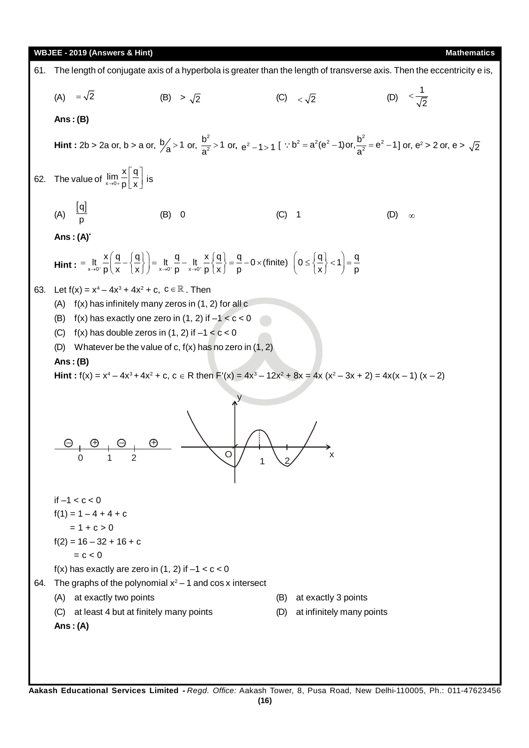61. The length of conjugate axis of a hyperbola is greater than the length of transverse axis. Then the eccentricity e is,

(A) $=\sqrt{2}$ (B) $>\sqrt{2}$ (C) $<\sqrt{2}$ (D) $<\frac{1}{\sqrt{2}}$

**Ans : (B)**

**Hint :** 2b > 2a or, b > a or, $b/a > 1$ or, $\frac{b^2}{a^2} > 1$ or, $e^2 - 1 > 1$ [ $\because b^2 = a^2(e^2-1)$ or, $\frac{b^2}{a^2} = e^2 - 1$] or, $e^2 > 2$ or, e > $\sqrt{2}$

62. The value of $\lim_{x\to 0+} \frac{x}{p}\left[\frac{q}{x}\right]$ is

(A) $\frac{[q]}{p}$ (B) 0 (C) 1 (D) $\infty$

**Ans : (A)***

**Hint :** $= \lim_{x\to 0^+} \frac{x}{p}\left(\frac{q}{x} - \left\{\frac{q}{x}\right\}\right) = \lim_{x\to 0^+} \frac{q}{p} - \lim_{x\to 0^+} \frac{x}{p}\left\{\frac{q}{x}\right\} = \frac{q}{p} - 0 \times (\text{finite}) \left(0 \le \left\{\frac{q}{x}\right\} < 1\right) = \frac{q}{p}$

63. Let $f(x) = x^4 - 4x^3 + 4x^2 + c$, $c \in \mathbb{R}$. Then

(A) f(x) has infinitely many zeros in (1, 2) for all c

(B) f(x) has exactly one zero in (1, 2) if $-1 < c < 0$

(C) f(x) has double zeros in (1, 2) if $-1 < c < 0$

(D) Whatever be the value of c, f(x) has no zero in (1, 2)

**Ans : (B)**

**Hint :** $f(x) = x^4 - 4x^3 + 4x^2 + c$, $c \in R$ then $F'(x) = 4x^3 - 12x^2 + 8x = 4x(x^2 - 3x + 2) = 4x(x-1)(x-2)$

⊖ 0 ⊕ 1 ⊖ 2 ⊕

if $-1 < c < 0$

$f(1) = 1 - 4 + 4 + c$

$= 1 + c > 0$

$f(2) = 16 - 32 + 16 + c$

$= c < 0$

f(x) has exactly are zero in (1, 2) if $-1 < c < 0$

64. The graphs of the polynomial $x^2 - 1$ and cos x intersect

(A) at exactly two points (B) at exactly 3 points

(C) at least 4 but at finitely many points (D) at infinitely many points

**Ans : (A)**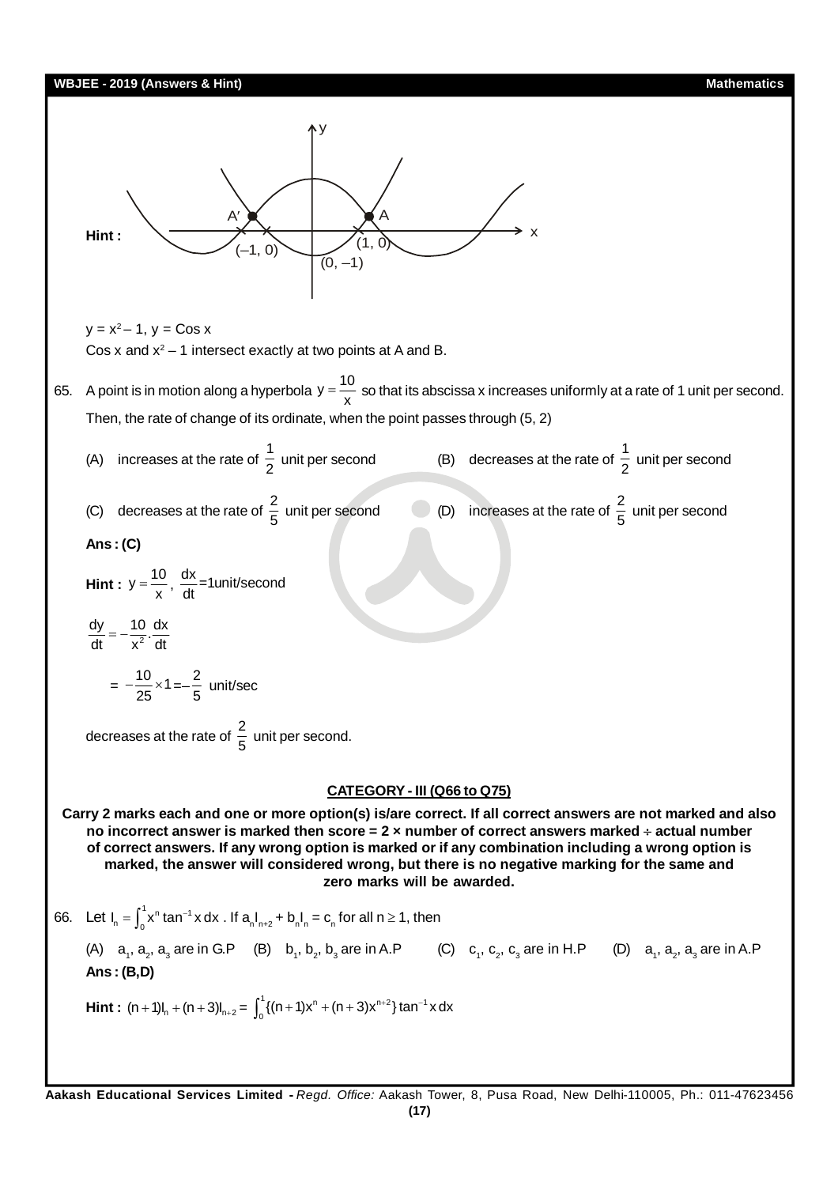**Hint :**

y = $x^2$ – 1, y = Cos x

Cos x and $x^2$ – 1 intersect exactly at two points at A and B.

65. A point is in motion along a hyperbola $y = \frac{10}{x}$ so that its abscissa x increases uniformly at a rate of 1 unit per second. Then, the rate of change of its ordinate, when the point passes through (5, 2)

(A) increases at the rate of $\frac{1}{2}$ unit per second  (B) decreases at the rate of $\frac{1}{2}$ unit per second

(C) decreases at the rate of $\frac{2}{5}$ unit per second  (D) increases at the rate of $\frac{2}{5}$ unit per second

**Ans : (C)**

**Hint :** $y = \frac{10}{x}$, $\frac{dx}{dt}$=1unit/second

$\frac{dy}{dt} = -\frac{10}{x^2}.\frac{dx}{dt}$

$= -\frac{10}{25} \times 1 = -\frac{2}{5}$ unit/sec

decreases at the rate of $\frac{2}{5}$ unit per second.

**CATEGORY - III (Q66 to Q75)**

**Carry 2 marks each and one or more option(s) is/are correct. If all correct answers are not marked and also no incorrect answer is marked then score = 2 × number of correct answers marked ÷ actual number of correct answers. If any wrong option is marked or if any combination including a wrong option is marked, the answer will considered wrong, but there is no negative marking for the same and zero marks will be awarded.**

66. Let $I_n = \int_0^1 x^n \tan^{-1} x \, dx$. If $a_n I_{n+2} + b_n I_n = c_n$ for all $n \geq 1$, then

(A) $a_1, a_2, a_3$ are in G.P  (B) $b_1, b_2, b_3$ are in A.P  (C) $c_1, c_2, c_3$ are in H.P  (D) $a_1, a_2, a_3$ are in A.P

**Ans : (B,D)**

**Hint :** $(n+1)I_n + (n+3)I_{n+2} = \int_0^1 \{(n+1)x^n + (n+3)x^{n+2}\} \tan^{-1} x \, dx$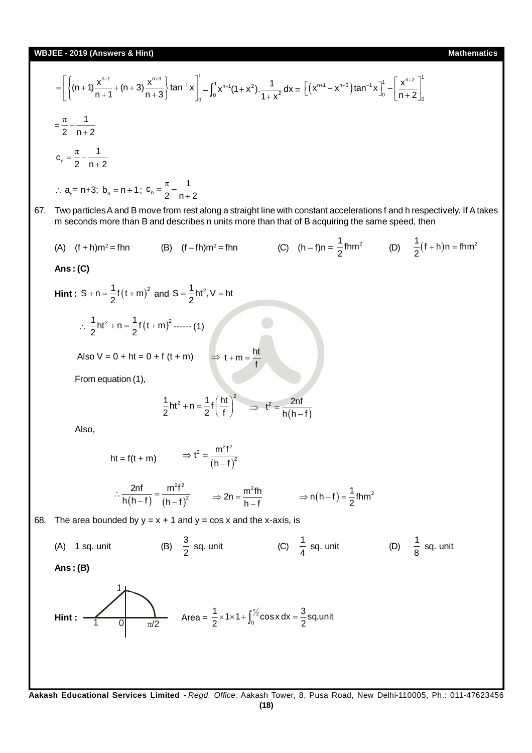$$= \left[\left\{(n+1)\frac{x^{n+1}}{n+1} + (n+3)\frac{x^{n+3}}{n+3}\right\}\tan^{-1}x\right]_0^1 - \int_0^1 x^{n+1}(1+x^2).\frac{1}{1+x^2}dx = \left[\left(x^{n+1}+x^{n+3}\right)\tan^{-1}x\right]_0^1 - \left[\frac{x^{n+2}}{n+2}\right]_0^1$$

$$= \frac{\pi}{2} - \frac{1}{n+2}$$

$$c_n = \frac{\pi}{2} - \frac{1}{n+2}$$

$\therefore$ $a_n$= n+3; $b_n = n+1$; $c_n = \frac{\pi}{2} - \frac{1}{n+2}$

67. Two particles A and B move from rest along a straight line with constant accelerations f and h respectively. If A takes m seconds more than B and describes n units more than that of B acquiring the same speed, then

(A) $(f+h)m^2 = fhn$ (B) $(f-fh)m^2 = fhn$ (C) $(h-f)n = \frac{1}{2}fhm^2$ (D) $\frac{1}{2}(f+h)n = fhm^2$

**Ans : (C)**

**Hint :** $S + n = \frac{1}{2}f(t+m)^2$ and $S = \frac{1}{2}ht^2, V = ht$

$\therefore$ $\frac{1}{2}ht^2 + n = \frac{1}{2}f(t+m)^2$ ------ (1)

Also V = 0 + ht = 0 + f (t + m) $\Rightarrow t + m = \frac{ht}{f}$

From equation (1),

$$\frac{1}{2}ht^2 + n = \frac{1}{2}f\left(\frac{ht}{f}\right)^2 \quad \Rightarrow \quad t^2 = \frac{2nf}{h(h-f)}$$

Also,

$$ht = f(t+m) \qquad \Rightarrow t^2 = \frac{m^2f^2}{(h-f)^2}$$

$$\therefore \frac{2nf}{h(h-f)} = \frac{m^2f^2}{(h-f)^2} \qquad \Rightarrow 2n = \frac{m^2fh}{h-f} \qquad \Rightarrow n(h-f) = \frac{1}{2}fhm^2$$

68. The area bounded by y = x + 1 and y = cos x and the x-axis, is

(A) 1 sq. unit (B) $\frac{3}{2}$ sq. unit (C) $\frac{1}{4}$ sq. unit (D) $\frac{1}{8}$ sq. unit

**Ans : (B)**

**Hint :** Area = $\frac{1}{2} \times 1 \times 1 + \int_0^{\pi/2}\cos x\,dx = \frac{3}{2}$sq.unit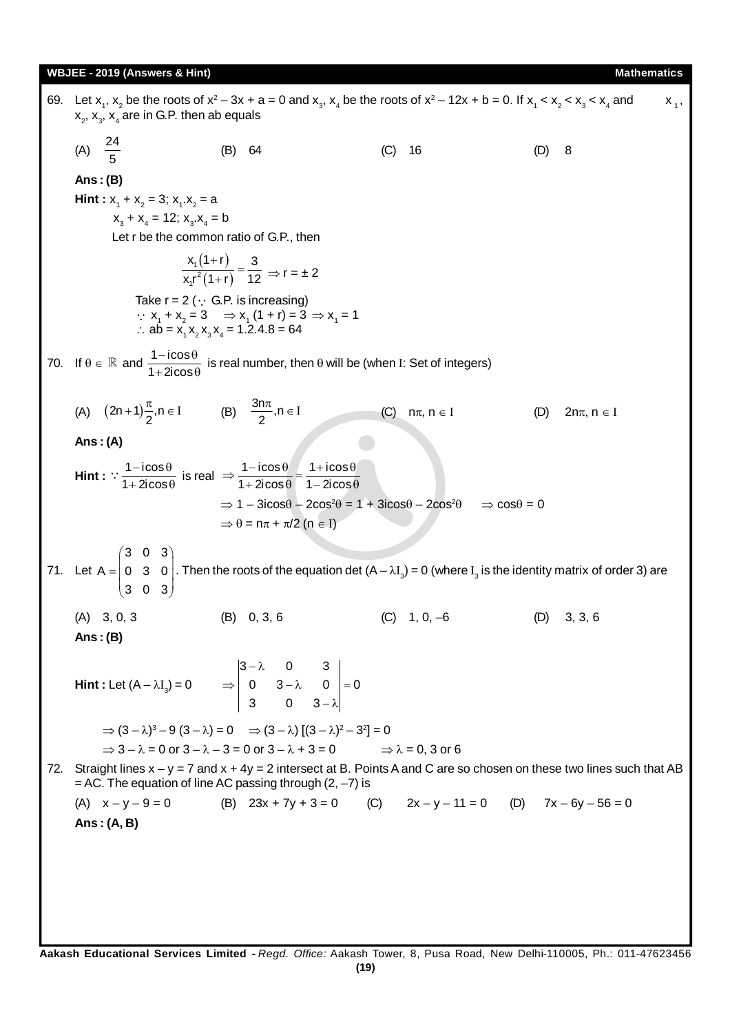69. Let $x_1$, $x_2$ be the roots of $x^2 - 3x + a = 0$ and $x_3$, $x_4$ be the roots of $x^2 - 12x + b = 0$. If $x_1 < x_2 < x_3 < x_4$ and $x_1$, $x_2$, $x_3$, $x_4$ are in G.P. then ab equals

(A) $\frac{24}{5}$ (B) 64 (C) 16 (D) 8

**Ans : (B)**

**Hint :** $x_1 + x_2 = 3$; $x_1.x_2 = a$

$x_3 + x_4 = 12$; $x_3.x_4 = b$

Let r be the common ratio of G.P., then

$$\frac{x_1(1+r)}{x_1r^2(1+r)} = \frac{3}{12} \Rightarrow r = \pm 2$$

Take r = 2 ($\because$ G.P. is increasing)

$\because$ $x_1 + x_2 = 3$ $\Rightarrow x_1(1 + r) = 3 \Rightarrow x_1 = 1$

$\therefore$ $ab = x_1 x_2 x_3 x_4 = 1.2.4.8 = 64$

70. If $\theta \in \mathbb{R}$ and $\frac{1 - i\cos\theta}{1 + 2i\cos\theta}$ is real number, then $\theta$ will be (when I: Set of integers)

(A) $(2n+1)\frac{\pi}{2}, n \in I$ (B) $\frac{3n\pi}{2}, n \in I$ (C) $n\pi, n \in I$ (D) $2n\pi, n \in I$

**Ans : (A)**

**Hint :** $\because \frac{1 - i\cos\theta}{1 + 2i\cos\theta}$ is real $\Rightarrow \frac{1 - i\cos\theta}{1 + 2i\cos\theta} = \frac{1 + i\cos\theta}{1 - 2i\cos\theta}$

$\Rightarrow 1 - 3i\cos\theta - 2\cos^2\theta = 1 + 3i\cos\theta - 2\cos^2\theta \Rightarrow \cos\theta = 0$

$\Rightarrow \theta = n\pi + \pi/2$ ($n \in I$)

71. Let $A = \begin{pmatrix} 3 & 0 & 3 \\ 0 & 3 & 0 \\ 3 & 0 & 3 \end{pmatrix}$. Then the roots of the equation $\det(A - \lambda I_3) = 0$ (where $I_3$ is the identity matrix of order 3) are

(A) 3, 0, 3 (B) 0, 3, 6 (C) 1, 0, –6 (D) 3, 3, 6

**Ans : (B)**

**Hint :** Let $(A - \lambda I_3) = 0$ $\Rightarrow \begin{vmatrix} 3-\lambda & 0 & 3 \\ 0 & 3-\lambda & 0 \\ 3 & 0 & 3-\lambda \end{vmatrix} = 0$

$\Rightarrow (3 - \lambda)^3 - 9(3 - \lambda) = 0 \Rightarrow (3 - \lambda)[(3 - \lambda)^2 - 3^2] = 0$

$\Rightarrow 3 - \lambda = 0$ or $3 - \lambda - 3 = 0$ or $3 - \lambda + 3 = 0$ $\Rightarrow \lambda = 0, 3$ or $6$

72. Straight lines $x - y = 7$ and $x + 4y = 2$ intersect at B. Points A and C are so chosen on these two lines such that AB = AC. The equation of line AC passing through (2, –7) is

(A) $x - y - 9 = 0$ (B) $23x + 7y + 3 = 0$ (C) $2x - y - 11 = 0$ (D) $7x - 6y - 56 = 0$

**Ans : (A, B)**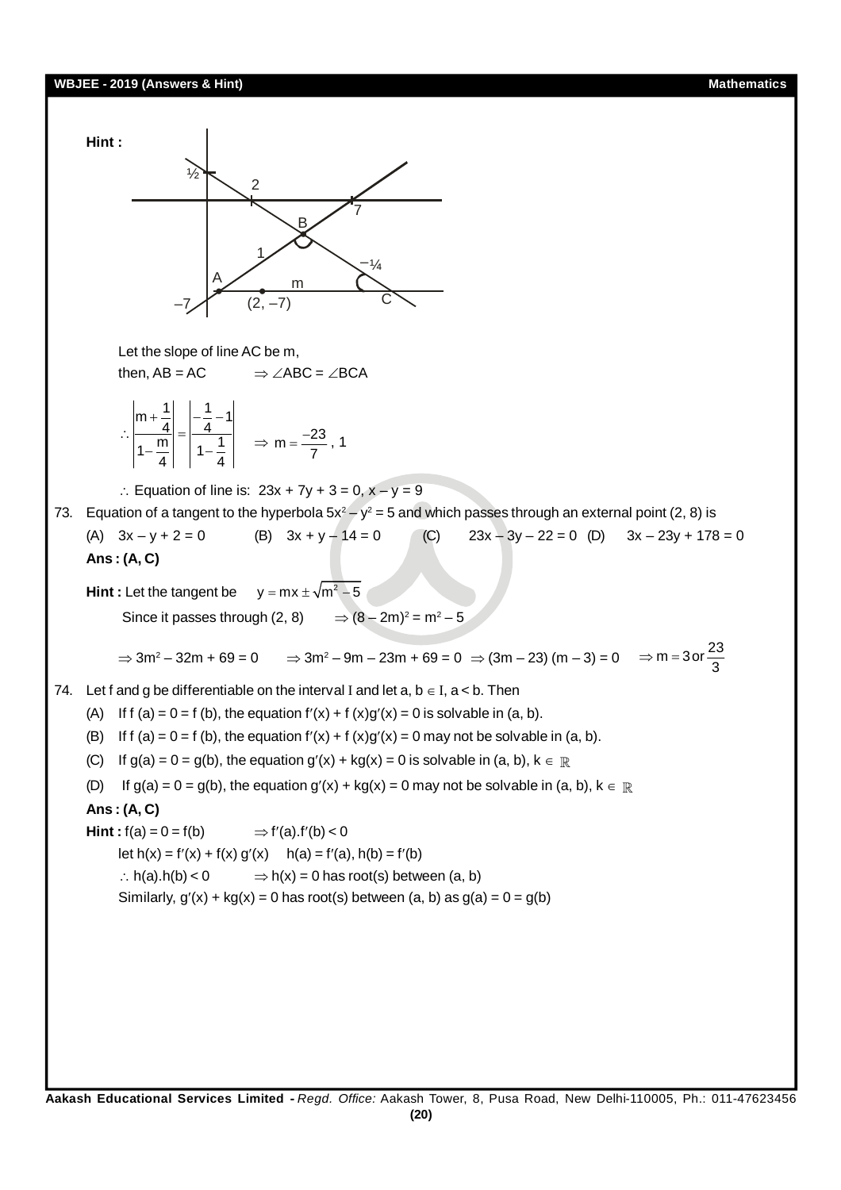**Hint :**

Let the slope of line AC be m,

then, AB = AC $\Rightarrow \angle ABC = \angle BCA$

$$\therefore \left|\frac{m+\frac{1}{4}}{1-\frac{m}{4}}\right| = \left|\frac{-\frac{1}{4}-1}{1-\frac{1}{4}}\right| \quad \Rightarrow m = \frac{-23}{7}, 1$$

$\therefore$ Equation of line is: $23x + 7y + 3 = 0$, $x - y = 9$

73. Equation of a tangent to the hyperbola $5x^2 - y^2 = 5$ and which passes through an external point (2, 8) is

(A) $3x - y + 2 = 0$ (B) $3x + y - 14 = 0$ (C) $23x - 3y - 22 = 0$ (D) $3x - 23y + 178 = 0$

**Ans : (A, C)**

**Hint :** Let the tangent be $y = mx \pm \sqrt{m^2 - 5}$

Since it passes through (2, 8) $\Rightarrow (8 - 2m)^2 = m^2 - 5$

$\Rightarrow 3m^2 - 32m + 69 = 0 \quad \Rightarrow 3m^2 - 9m - 23m + 69 = 0 \Rightarrow (3m - 23)(m - 3) = 0 \quad \Rightarrow m = 3 \text{ or } \frac{23}{3}$

74. Let f and g be differentiable on the interval I and let a, b $\in$ I, a < b. Then

(A) If f (a) = 0 = f (b), the equation $f'(x) + f(x)g'(x) = 0$ is solvable in (a, b).

(B) If f (a) = 0 = f (b), the equation $f'(x) + f(x)g'(x) = 0$ may not be solvable in (a, b).

(C) If g(a) = 0 = g(b), the equation $g'(x) + kg(x) = 0$ is solvable in (a, b), $k \in \mathbb{R}$

(D) If g(a) = 0 = g(b), the equation $g'(x) + kg(x) = 0$ may not be solvable in (a, b), $k \in \mathbb{R}$

**Ans : (A, C)**

**Hint :** f(a) = 0 = f(b) $\Rightarrow f'(a).f'(b) < 0$

let $h(x) = f'(x) + f(x)\,g'(x)$ $\quad h(a) = f'(a)$, $h(b) = f'(b)$

$\therefore h(a).h(b) < 0 \quad \Rightarrow h(x) = 0$ has root(s) between (a, b)

Similarly, $g'(x) + kg(x) = 0$ has root(s) between (a, b) as g(a) = 0 = g(b)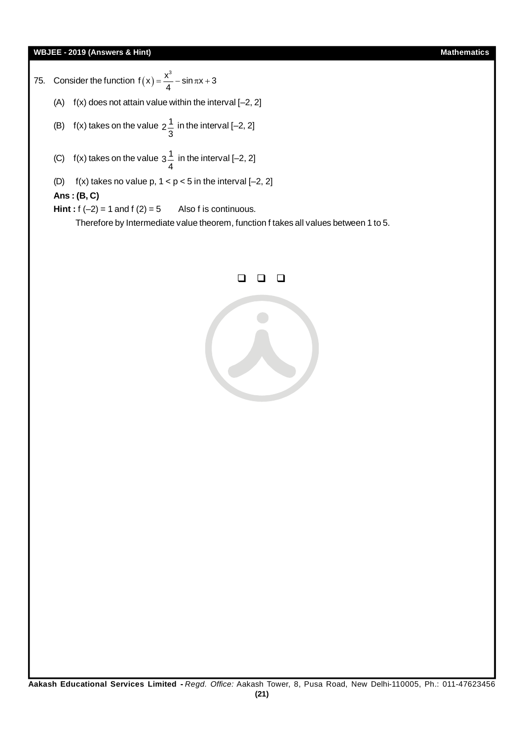75. Consider the function $f(x) = \frac{x^3}{4} - \sin \pi x + 3$

(A) f(x) does not attain value within the interval [–2, 2]

(B) f(x) takes on the value $2\frac{1}{3}$ in the interval [–2, 2]

(C) f(x) takes on the value $3\frac{1}{4}$ in the interval [–2, 2]

(D) f(x) takes no value p, $1 < p < 5$ in the interval [–2, 2]

**Ans : (B, C)**

**Hint :** $f(-2) = 1$ and $f(2) = 5$  Also f is continuous.

Therefore by Intermediate value theorem, function f takes all values between 1 to 5.

❑ ❑ ❑